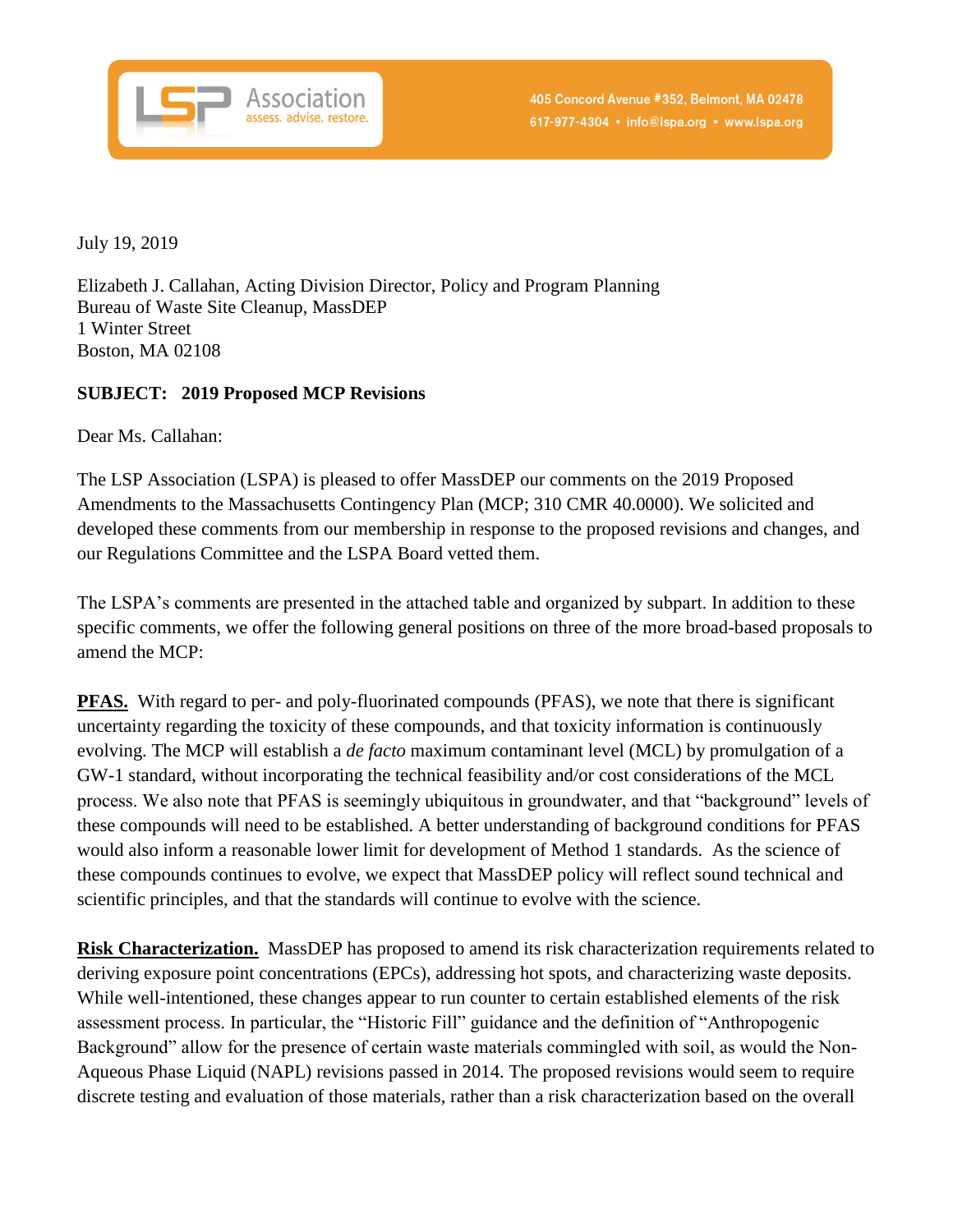LSP Association — assess. advise. restore.

405 Concord Avenue #352, Belmont, MA 02478
617-977-4304 • info@lspa.org • www.lspa.org

July 19, 2019

Elizabeth J. Callahan, Acting Division Director, Policy and Program Planning
Bureau of Waste Site Cleanup, MassDEP
1 Winter Street
Boston, MA 02108

**SUBJECT: 2019 Proposed MCP Revisions**

Dear Ms. Callahan:

The LSP Association (LSPA) is pleased to offer MassDEP our comments on the 2019 Proposed Amendments to the Massachusetts Contingency Plan (MCP; 310 CMR 40.0000). We solicited and developed these comments from our membership in response to the proposed revisions and changes, and our Regulations Committee and the LSPA Board vetted them.

The LSPA's comments are presented in the attached table and organized by subpart. In addition to these specific comments, we offer the following general positions on three of the more broad-based proposals to amend the MCP:

**PFAS.** With regard to per- and poly-fluorinated compounds (PFAS), we note that there is significant uncertainty regarding the toxicity of these compounds, and that toxicity information is continuously evolving. The MCP will establish a *de facto* maximum contaminant level (MCL) by promulgation of a GW-1 standard, without incorporating the technical feasibility and/or cost considerations of the MCL process. We also note that PFAS is seemingly ubiquitous in groundwater, and that "background" levels of these compounds will need to be established. A better understanding of background conditions for PFAS would also inform a reasonable lower limit for development of Method 1 standards. As the science of these compounds continues to evolve, we expect that MassDEP policy will reflect sound technical and scientific principles, and that the standards will continue to evolve with the science.

**Risk Characterization.** MassDEP has proposed to amend its risk characterization requirements related to deriving exposure point concentrations (EPCs), addressing hot spots, and characterizing waste deposits. While well-intentioned, these changes appear to run counter to certain established elements of the risk assessment process. In particular, the "Historic Fill" guidance and the definition of "Anthropogenic Background" allow for the presence of certain waste materials commingled with soil, as would the Non-Aqueous Phase Liquid (NAPL) revisions passed in 2014. The proposed revisions would seem to require discrete testing and evaluation of those materials, rather than a risk characterization based on the overall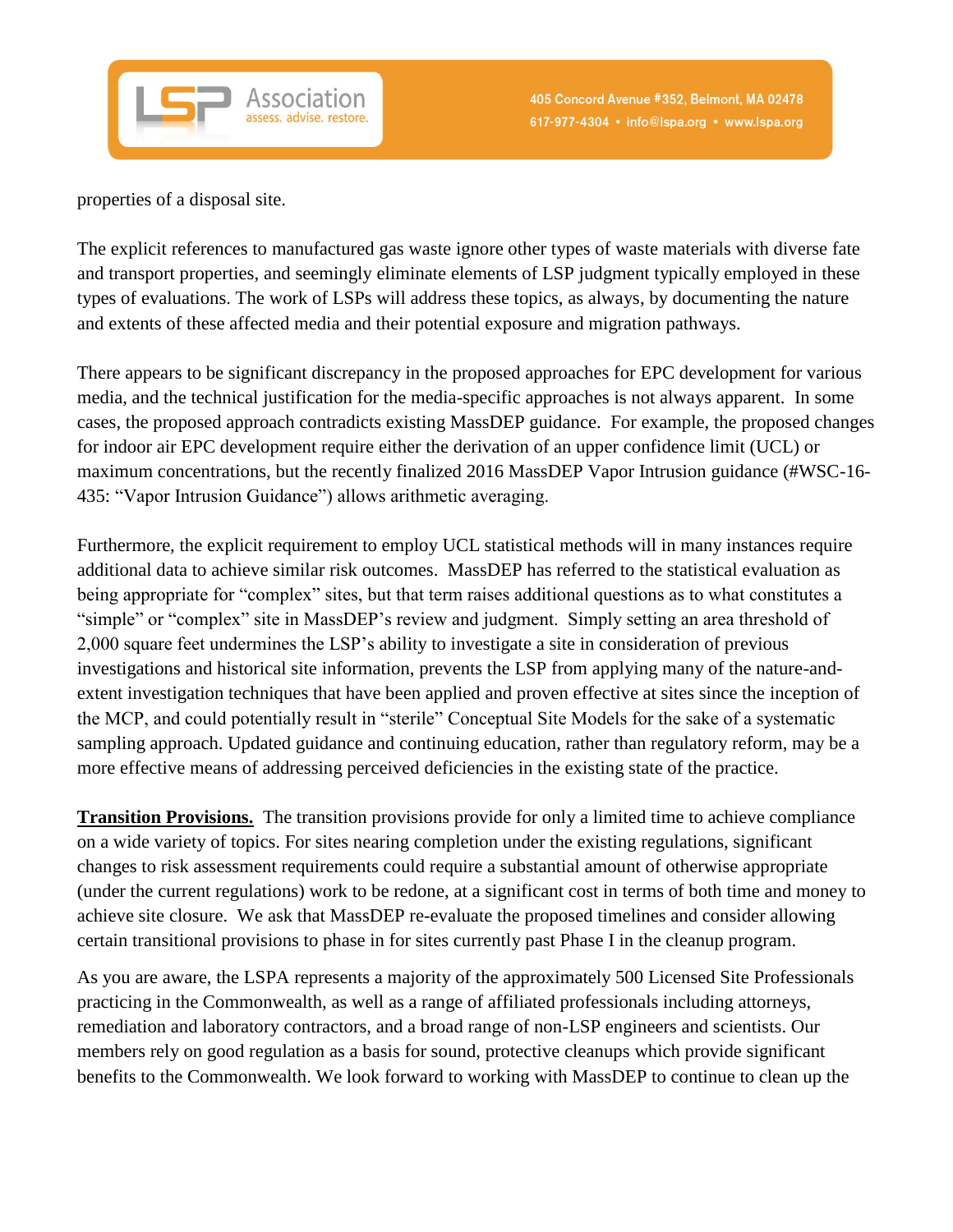properties of a disposal site.

The explicit references to manufactured gas waste ignore other types of waste materials with diverse fate and transport properties, and seemingly eliminate elements of LSP judgment typically employed in these types of evaluations. The work of LSPs will address these topics, as always, by documenting the nature and extents of these affected media and their potential exposure and migration pathways.

There appears to be significant discrepancy in the proposed approaches for EPC development for various media, and the technical justification for the media-specific approaches is not always apparent. In some cases, the proposed approach contradicts existing MassDEP guidance. For example, the proposed changes for indoor air EPC development require either the derivation of an upper confidence limit (UCL) or maximum concentrations, but the recently finalized 2016 MassDEP Vapor Intrusion guidance (#WSC-16-435: "Vapor Intrusion Guidance") allows arithmetic averaging.

Furthermore, the explicit requirement to employ UCL statistical methods will in many instances require additional data to achieve similar risk outcomes. MassDEP has referred to the statistical evaluation as being appropriate for "complex" sites, but that term raises additional questions as to what constitutes a "simple" or "complex" site in MassDEP's review and judgment. Simply setting an area threshold of 2,000 square feet undermines the LSP's ability to investigate a site in consideration of previous investigations and historical site information, prevents the LSP from applying many of the nature-and-extent investigation techniques that have been applied and proven effective at sites since the inception of the MCP, and could potentially result in "sterile" Conceptual Site Models for the sake of a systematic sampling approach. Updated guidance and continuing education, rather than regulatory reform, may be a more effective means of addressing perceived deficiencies in the existing state of the practice.

**Transition Provisions.** The transition provisions provide for only a limited time to achieve compliance on a wide variety of topics. For sites nearing completion under the existing regulations, significant changes to risk assessment requirements could require a substantial amount of otherwise appropriate (under the current regulations) work to be redone, at a significant cost in terms of both time and money to achieve site closure. We ask that MassDEP re-evaluate the proposed timelines and consider allowing certain transitional provisions to phase in for sites currently past Phase I in the cleanup program.

As you are aware, the LSPA represents a majority of the approximately 500 Licensed Site Professionals practicing in the Commonwealth, as well as a range of affiliated professionals including attorneys, remediation and laboratory contractors, and a broad range of non-LSP engineers and scientists. Our members rely on good regulation as a basis for sound, protective cleanups which provide significant benefits to the Commonwealth. We look forward to working with MassDEP to continue to clean up the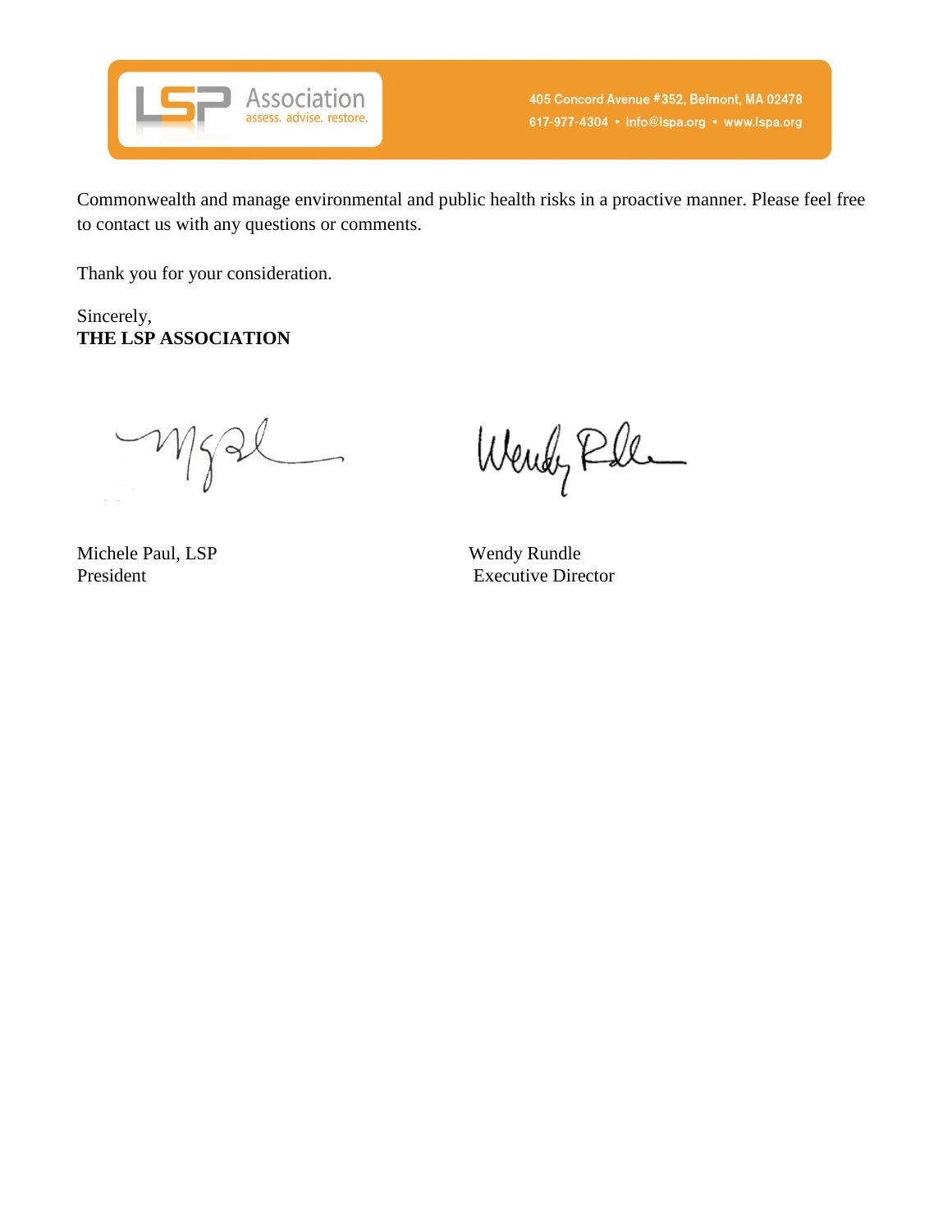Commonwealth and manage environmental and public health risks in a proactive manner. Please feel free to contact us with any questions or comments.

Thank you for your consideration.

Sincerely,
**THE LSP ASSOCIATION**

Michele Paul, LSP
President

Wendy Rundle
Executive Director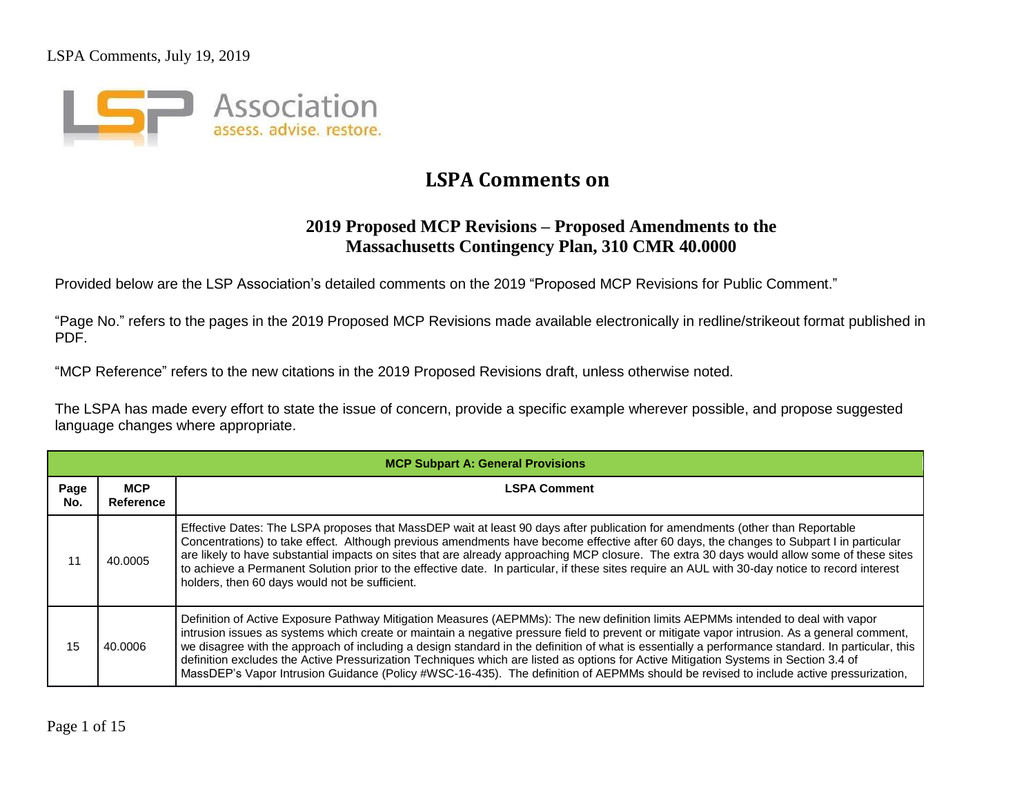LSPA Comments, July 19, 2019

LSP Association
assess. advise. restore.

# LSPA Comments on

## 2019 Proposed MCP Revisions – Proposed Amendments to the Massachusetts Contingency Plan, 310 CMR 40.0000

Provided below are the LSP Association's detailed comments on the 2019 "Proposed MCP Revisions for Public Comment."

"Page No." refers to the pages in the 2019 Proposed MCP Revisions made available electronically in redline/strikeout format published in PDF.

"MCP Reference" refers to the new citations in the 2019 Proposed Revisions draft, unless otherwise noted.

The LSPA has made every effort to state the issue of concern, provide a specific example wherever possible, and propose suggested language changes where appropriate.

| MCP Subpart A: General Provisions | | |
|---|---|---|
| **Page No.** | **MCP Reference** | **LSPA Comment** |
| 11 | 40.0005 | Effective Dates: The LSPA proposes that MassDEP wait at least 90 days after publication for amendments (other than Reportable Concentrations) to take effect. Although previous amendments have become effective after 60 days, the changes to Subpart I in particular are likely to have substantial impacts on sites that are already approaching MCP closure. The extra 30 days would allow some of these sites to achieve a Permanent Solution prior to the effective date. In particular, if these sites require an AUL with 30-day notice to record interest holders, then 60 days would not be sufficient. |
| 15 | 40.0006 | Definition of Active Exposure Pathway Mitigation Measures (AEPMMs): The new definition limits AEPMMs intended to deal with vapor intrusion issues as systems which create or maintain a negative pressure field to prevent or mitigate vapor intrusion. As a general comment, we disagree with the approach of including a design standard in the definition of what is essentially a performance standard. In particular, this definition excludes the Active Pressurization Techniques which are listed as options for Active Mitigation Systems in Section 3.4 of MassDEP's Vapor Intrusion Guidance (Policy #WSC-16-435). The definition of AEPMMs should be revised to include active pressurization, |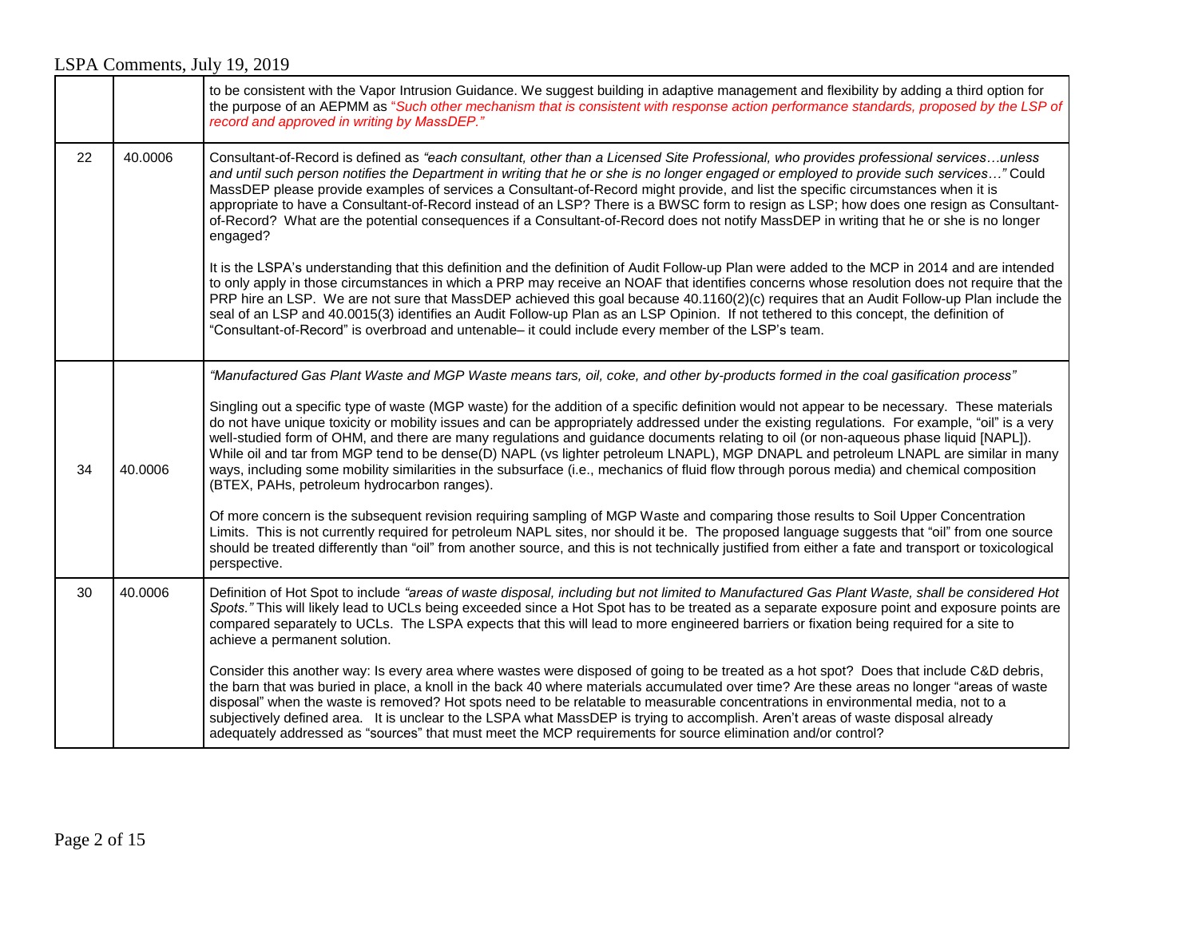| | | |
|---|---|---|
| | | to be consistent with the Vapor Intrusion Guidance. We suggest building in adaptive management and flexibility by adding a third option for the purpose of an AEPMM as "*Such other mechanism that is consistent with response action performance standards, proposed by the LSP of record and approved in writing by MassDEP.*" |
| 22 | 40.0006 | Consultant-of-Record is defined as *"each consultant, other than a Licensed Site Professional, who provides professional services…unless and until such person notifies the Department in writing that he or she is no longer engaged or employed to provide such services…"* Could MassDEP please provide examples of services a Consultant-of-Record might provide, and list the specific circumstances when it is appropriate to have a Consultant-of-Record instead of an LSP? There is a BWSC form to resign as LSP; how does one resign as Consultant-of-Record? What are the potential consequences if a Consultant-of-Record does not notify MassDEP in writing that he or she is no longer engaged?<br><br>It is the LSPA's understanding that this definition and the definition of Audit Follow-up Plan were added to the MCP in 2014 and are intended to only apply in those circumstances in which a PRP may receive an NOAF that identifies concerns whose resolution does not require that the PRP hire an LSP. We are not sure that MassDEP achieved this goal because 40.1160(2)(c) requires that an Audit Follow-up Plan include the seal of an LSP and 40.0015(3) identifies an Audit Follow-up Plan as an LSP Opinion. If not tethered to this concept, the definition of "Consultant-of-Record" is overbroad and untenable– it could include every member of the LSP's team. |
| 34 | 40.0006 | *"Manufactured Gas Plant Waste and MGP Waste means tars, oil, coke, and other by-products formed in the coal gasification process"*<br><br>Singling out a specific type of waste (MGP waste) for the addition of a specific definition would not appear to be necessary. These materials do not have unique toxicity or mobility issues and can be appropriately addressed under the existing regulations. For example, "oil" is a very well-studied form of OHM, and there are many regulations and guidance documents relating to oil (or non-aqueous phase liquid [NAPL]). While oil and tar from MGP tend to be dense(D) NAPL (vs lighter petroleum LNAPL), MGP DNAPL and petroleum LNAPL are similar in many ways, including some mobility similarities in the subsurface (i.e., mechanics of fluid flow through porous media) and chemical composition (BTEX, PAHs, petroleum hydrocarbon ranges).<br><br>Of more concern is the subsequent revision requiring sampling of MGP Waste and comparing those results to Soil Upper Concentration Limits. This is not currently required for petroleum NAPL sites, nor should it be. The proposed language suggests that "oil" from one source should be treated differently than "oil" from another source, and this is not technically justified from either a fate and transport or toxicological perspective. |
| 30 | 40.0006 | Definition of Hot Spot to include *"areas of waste disposal, including but not limited to Manufactured Gas Plant Waste, shall be considered Hot Spots."* This will likely lead to UCLs being exceeded since a Hot Spot has to be treated as a separate exposure point and exposure points are compared separately to UCLs. The LSPA expects that this will lead to more engineered barriers or fixation being required for a site to achieve a permanent solution.<br><br>Consider this another way: Is every area where wastes were disposed of going to be treated as a hot spot? Does that include C&D debris, the barn that was buried in place, a knoll in the back 40 where materials accumulated over time? Are these areas no longer "areas of waste disposal" when the waste is removed? Hot spots need to be relatable to measurable concentrations in environmental media, not to a subjectively defined area. It is unclear to the LSPA what MassDEP is trying to accomplish. Aren't areas of waste disposal already adequately addressed as "sources" that must meet the MCP requirements for source elimination and/or control? |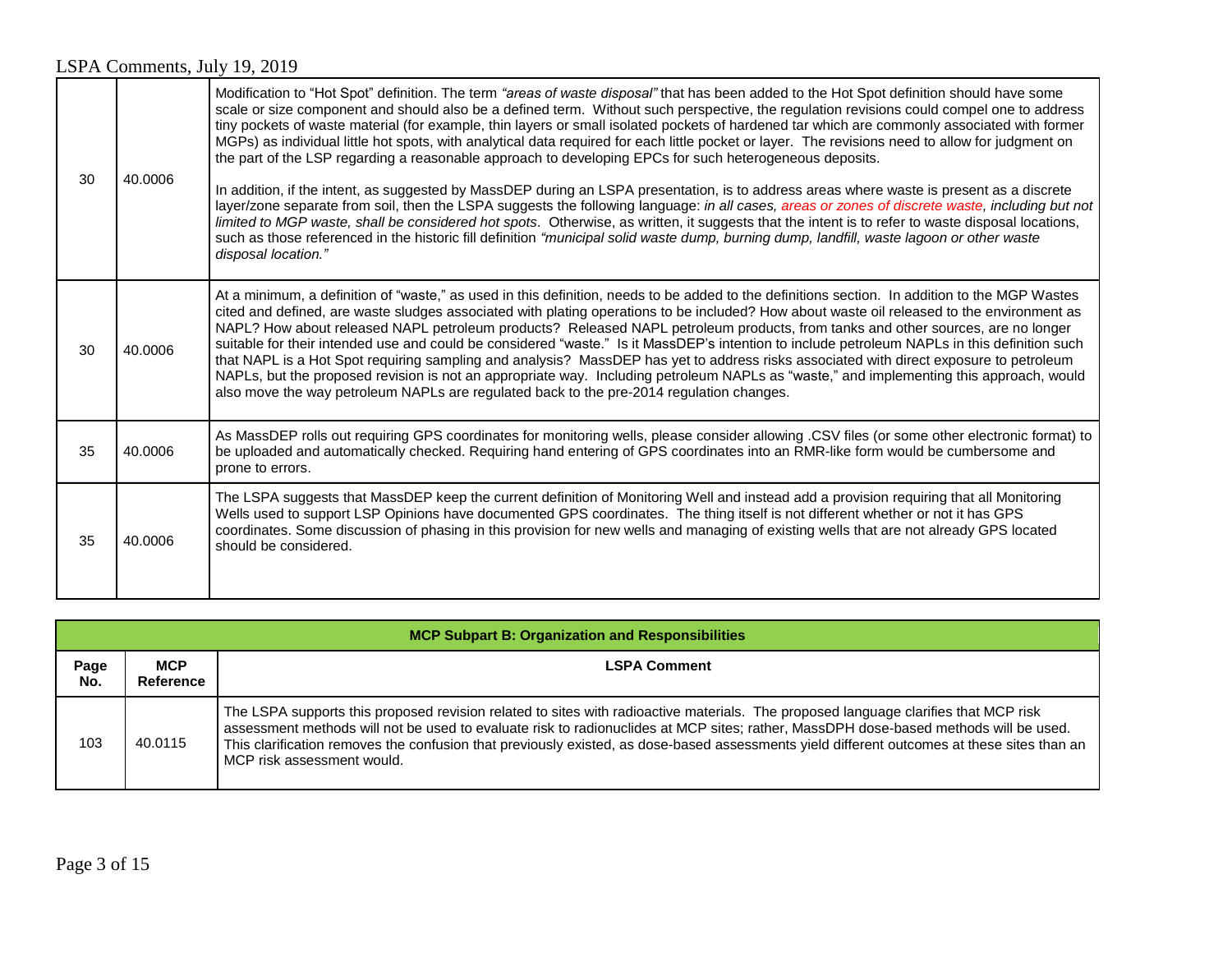| | | |
|---|---|---|
| 30 | 40.0006 | Modification to "Hot Spot" definition. The term *"areas of waste disposal"* that has been added to the Hot Spot definition should have some scale or size component and should also be a defined term. Without such perspective, the regulation revisions could compel one to address tiny pockets of waste material (for example, thin layers or small isolated pockets of hardened tar which are commonly associated with former MGPs) as individual little hot spots, with analytical data required for each little pocket or layer. The revisions need to allow for judgment on the part of the LSP regarding a reasonable approach to developing EPCs for such heterogeneous deposits.<br><br>In addition, if the intent, as suggested by MassDEP during an LSPA presentation, is to address areas where waste is present as a discrete layer/zone separate from soil, then the LSPA suggests the following language: *in all cases, areas or zones of discrete waste, including but not limited to MGP waste, shall be considered hot spots*. Otherwise, as written, it suggests that the intent is to refer to waste disposal locations, such as those referenced in the historic fill definition *"municipal solid waste dump, burning dump, landfill, waste lagoon or other waste disposal location."* |
| 30 | 40.0006 | At a minimum, a definition of "waste," as used in this definition, needs to be added to the definitions section. In addition to the MGP Wastes cited and defined, are waste sludges associated with plating operations to be included? How about waste oil released to the environment as NAPL? How about released NAPL petroleum products? Released NAPL petroleum products, from tanks and other sources, are no longer suitable for their intended use and could be considered "waste." Is it MassDEP's intention to include petroleum NAPLs in this definition such that NAPL is a Hot Spot requiring sampling and analysis? MassDEP has yet to address risks associated with direct exposure to petroleum NAPLs, but the proposed revision is not an appropriate way. Including petroleum NAPLs as "waste," and implementing this approach, would also move the way petroleum NAPLs are regulated back to the pre-2014 regulation changes. |
| 35 | 40.0006 | As MassDEP rolls out requiring GPS coordinates for monitoring wells, please consider allowing .CSV files (or some other electronic format) to be uploaded and automatically checked. Requiring hand entering of GPS coordinates into an RMR-like form would be cumbersome and prone to errors. |
| 35 | 40.0006 | The LSPA suggests that MassDEP keep the current definition of Monitoring Well and instead add a provision requiring that all Monitoring Wells used to support LSP Opinions have documented GPS coordinates. The thing itself is not different whether or not it has GPS coordinates. Some discussion of phasing in this provision for new wells and managing of existing wells that are not already GPS located should be considered. |

**MCP Subpart B: Organization and Responsibilities**

| Page No. | MCP Reference | LSPA Comment |
|---|---|---|
| 103 | 40.0115 | The LSPA supports this proposed revision related to sites with radioactive materials. The proposed language clarifies that MCP risk assessment methods will not be used to evaluate risk to radionuclides at MCP sites; rather, MassDPH dose-based methods will be used. This clarification removes the confusion that previously existed, as dose-based assessments yield different outcomes at these sites than an MCP risk assessment would. |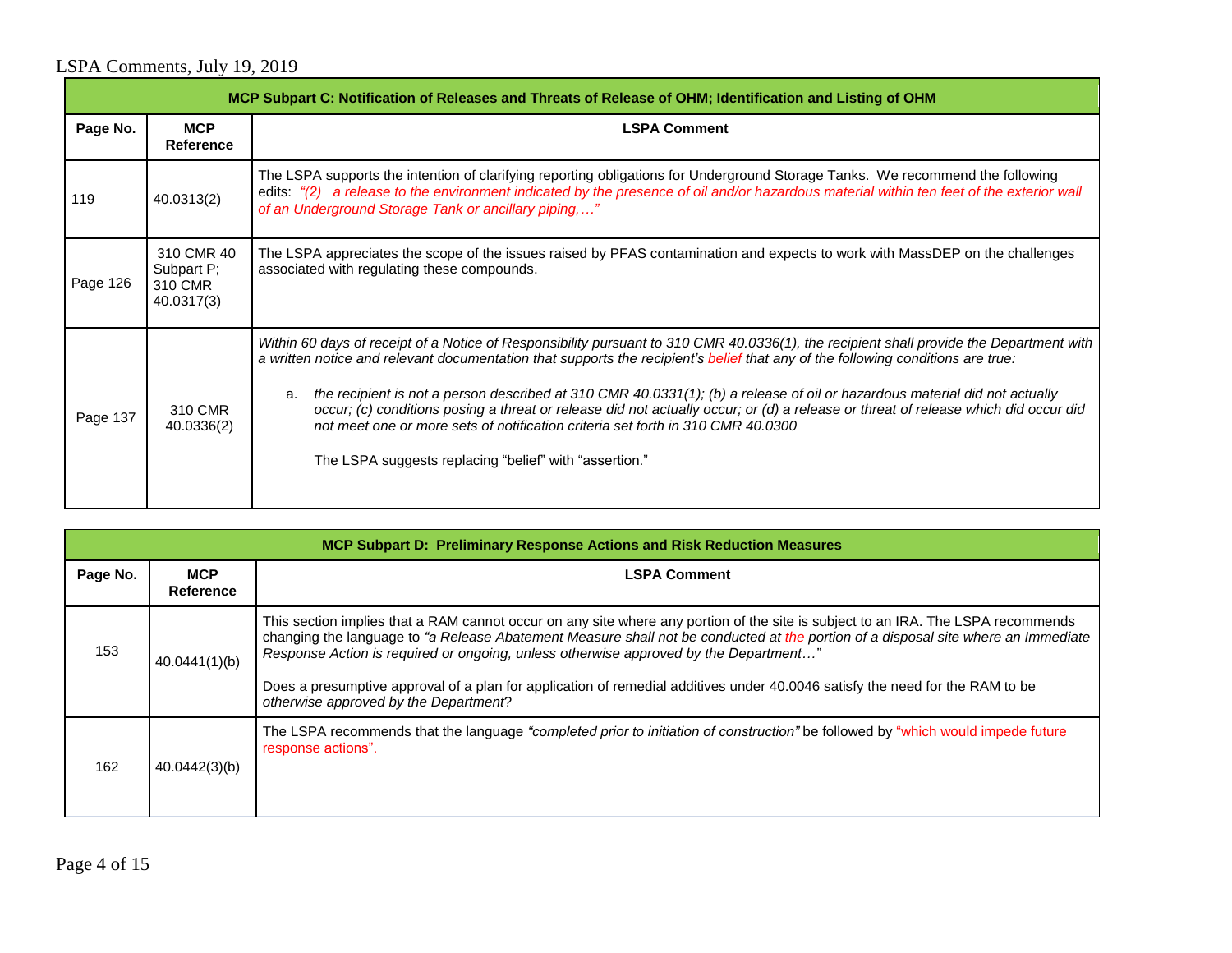| MCP Subpart C: Notification of Releases and Threats of Release of OHM; Identification and Listing of OHM | | |
|---|---|---|
| **Page No.** | **MCP Reference** | **LSPA Comment** |
| 119 | 40.0313(2) | The LSPA supports the intention of clarifying reporting obligations for Underground Storage Tanks. We recommend the following edits: *"(2) a release to the environment indicated by the presence of oil and/or hazardous material within ten feet of the exterior wall of an Underground Storage Tank or ancillary piping,…"* |
| Page 126 | 310 CMR 40 Subpart P; 310 CMR 40.0317(3) | The LSPA appreciates the scope of the issues raised by PFAS contamination and expects to work with MassDEP on the challenges associated with regulating these compounds. |
| Page 137 | 310 CMR 40.0336(2) | *Within 60 days of receipt of a Notice of Responsibility pursuant to 310 CMR 40.0336(1), the recipient shall provide the Department with a written notice and relevant documentation that supports the recipient's belief that any of the following conditions are true:* <br><br> a. *the recipient is not a person described at 310 CMR 40.0331(1); (b) a release of oil or hazardous material did not actually occur; (c) conditions posing a threat or release did not actually occur; or (d) a release or threat of release which did occur did not meet one or more sets of notification criteria set forth in 310 CMR 40.0300* <br><br> The LSPA suggests replacing "belief" with "assertion." |

| MCP Subpart D: Preliminary Response Actions and Risk Reduction Measures | | |
|---|---|---|
| **Page No.** | **MCP Reference** | **LSPA Comment** |
| 153 | 40.0441(1)(b) | This section implies that a RAM cannot occur on any site where any portion of the site is subject to an IRA. The LSPA recommends changing the language to *"a Release Abatement Measure shall not be conducted at the portion of a disposal site where an Immediate Response Action is required or ongoing, unless otherwise approved by the Department…"* <br><br> Does a presumptive approval of a plan for application of remedial additives under 40.0046 satisfy the need for the RAM to be *otherwise approved by the Department*? |
| 162 | 40.0442(3)(b) | The LSPA recommends that the language *"completed prior to initiation of construction"* be followed by "which would impede future response actions". |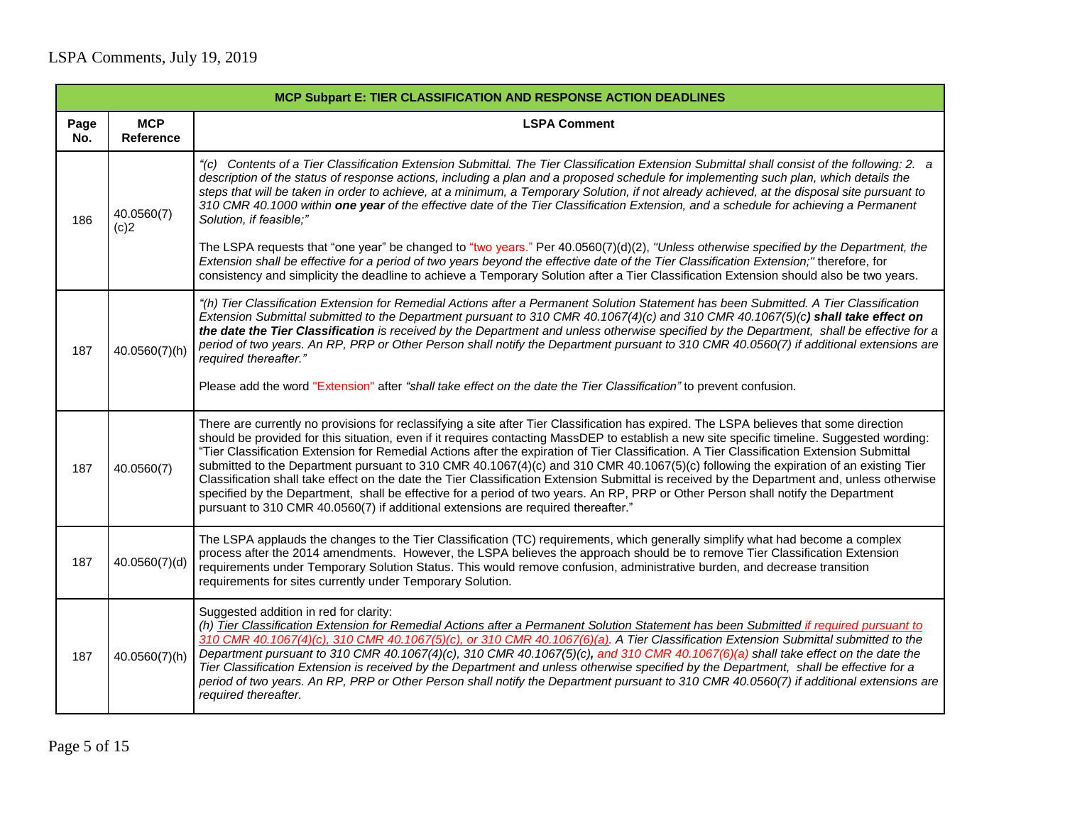| MCP Subpart E: TIER CLASSIFICATION AND RESPONSE ACTION DEADLINES | | |
|---|---|---|
| **Page No.** | **MCP Reference** | **LSPA Comment** |
| 186 | 40.0560(7)(c)2 | *"(c) Contents of a Tier Classification Extension Submittal. The Tier Classification Extension Submittal shall consist of the following: 2. a description of the status of response actions, including a plan and a proposed schedule for implementing such plan, which details the steps that will be taken in order to achieve, at a minimum, a Temporary Solution, if not already achieved, at the disposal site pursuant to 310 CMR 40.1000 within **one year** of the effective date of the Tier Classification Extension, and a schedule for achieving a Permanent Solution, if feasible;"*<br><br>The LSPA requests that "one year" be changed to "two years." Per 40.0560(7)(d)(2), *"Unless otherwise specified by the Department, the Extension shall be effective for a period of two years beyond the effective date of the Tier Classification Extension;"* therefore, for consistency and simplicity the deadline to achieve a Temporary Solution after a Tier Classification Extension should also be two years. |
| 187 | 40.0560(7)(h) | *"(h) Tier Classification Extension for Remedial Actions after a Permanent Solution Statement has been Submitted. A Tier Classification Extension Submittal submitted to the Department pursuant to 310 CMR 40.1067(4)(c) and 310 CMR 40.1067(5)(c**) shall take effect on the date the Tier Classification** is received by the Department and unless otherwise specified by the Department, shall be effective for a period of two years. An RP, PRP or Other Person shall notify the Department pursuant to 310 CMR 40.0560(7) if additional extensions are required thereafter."*<br><br>Please add the word "Extension" after *"shall take effect on the date the Tier Classification"* to prevent confusion. |
| 187 | 40.0560(7) | There are currently no provisions for reclassifying a site after Tier Classification has expired. The LSPA believes that some direction should be provided for this situation, even if it requires contacting MassDEP to establish a new site specific timeline. Suggested wording: "Tier Classification Extension for Remedial Actions after the expiration of Tier Classification. A Tier Classification Extension Submittal submitted to the Department pursuant to 310 CMR 40.1067(4)(c) and 310 CMR 40.1067(5)(c) following the expiration of an existing Tier Classification shall take effect on the date the Tier Classification Extension Submittal is received by the Department and, unless otherwise specified by the Department, shall be effective for a period of two years. An RP, PRP or Other Person shall notify the Department pursuant to 310 CMR 40.0560(7) if additional extensions are required thereafter." |
| 187 | 40.0560(7)(d) | The LSPA applauds the changes to the Tier Classification (TC) requirements, which generally simplify what had become a complex process after the 2014 amendments. However, the LSPA believes the approach should be to remove Tier Classification Extension requirements under Temporary Solution Status. This would remove confusion, administrative burden, and decrease transition requirements for sites currently under Temporary Solution. |
| 187 | 40.0560(7)(h) | Suggested addition in red for clarity:<br>*(h) Tier Classification Extension for Remedial Actions after a Permanent Solution Statement has been Submitted if required pursuant to 310 CMR 40.1067(4)(c), 310 CMR 40.1067(5)(c), or 310 CMR 40.1067(6)(a). A Tier Classification Extension Submittal submitted to the Department pursuant to 310 CMR 40.1067(4)(c), 310 CMR 40.1067(5)(c), and 310 CMR 40.1067(6)(a) shall take effect on the date the Tier Classification Extension is received by the Department and unless otherwise specified by the Department, shall be effective for a period of two years. An RP, PRP or Other Person shall notify the Department pursuant to 310 CMR 40.0560(7) if additional extensions are required thereafter.* |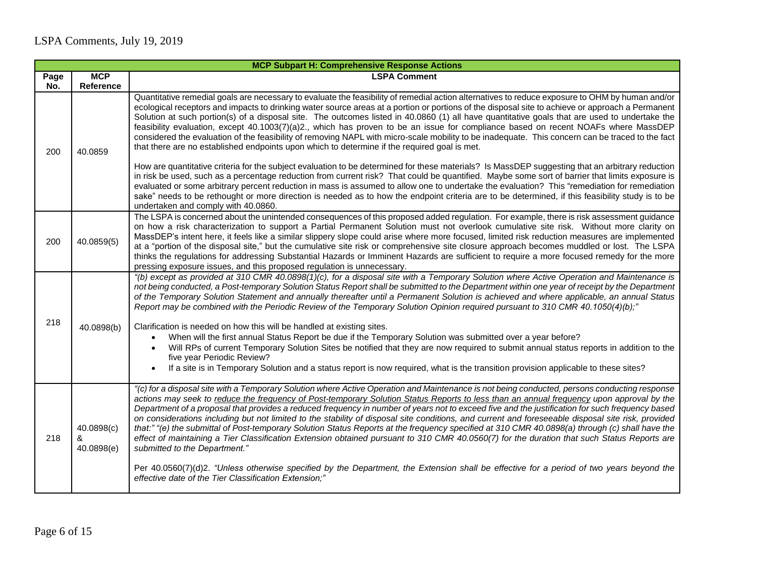| MCP Subpart H: Comprehensive Response Actions | | |
|---|---|---|
| **Page No.** | **MCP Reference** | **LSPA Comment** |
| 200 | 40.0859 | Quantitative remedial goals are necessary to evaluate the feasibility of remedial action alternatives to reduce exposure to OHM by human and/or ecological receptors and impacts to drinking water source areas at a portion or portions of the disposal site to achieve or approach a Permanent Solution at such portion(s) of a disposal site. The outcomes listed in 40.0860 (1) all have quantitative goals that are used to undertake the feasibility evaluation, except 40.1003(7)(a)2., which has proven to be an issue for compliance based on recent NOAFs where MassDEP considered the evaluation of the feasibility of removing NAPL with micro-scale mobility to be inadequate. This concern can be traced to the fact that there are no established endpoints upon which to determine if the required goal is met.<br><br>How are quantitative criteria for the subject evaluation to be determined for these materials? Is MassDEP suggesting that an arbitrary reduction in risk be used, such as a percentage reduction from current risk? That could be quantified. Maybe some sort of barrier that limits exposure is evaluated or some arbitrary percent reduction in mass is assumed to allow one to undertake the evaluation? This "remediation for remediation sake" needs to be rethought or more direction is needed as to how the endpoint criteria are to be determined, if this feasibility study is to be undertaken and comply with 40.0860. |
| 200 | 40.0859(5) | The LSPA is concerned about the unintended consequences of this proposed added regulation. For example, there is risk assessment guidance on how a risk characterization to support a Partial Permanent Solution must not overlook cumulative site risk. Without more clarity on MassDEP's intent here, it feels like a similar slippery slope could arise where more focused, limited risk reduction measures are implemented at a "portion of the disposal site," but the cumulative site risk or comprehensive site closure approach becomes muddled or lost. The LSPA thinks the regulations for addressing Substantial Hazards or Imminent Hazards are sufficient to require a more focused remedy for the more pressing exposure issues, and this proposed regulation is unnecessary. |
| 218 | 40.0898(b) | *"(b) except as provided at 310 CMR 40.0898(1)(c), for a disposal site with a Temporary Solution where Active Operation and Maintenance is not being conducted, a Post-temporary Solution Status Report shall be submitted to the Department within one year of receipt by the Department of the Temporary Solution Statement and annually thereafter until a Permanent Solution is achieved and where applicable, an annual Status Report may be combined with the Periodic Review of the Temporary Solution Opinion required pursuant to 310 CMR 40.1050(4)(b);"*<br><br>Clarification is needed on how this will be handled at existing sites.<br>• When will the first annual Status Report be due if the Temporary Solution was submitted over a year before?<br>• Will RPs of current Temporary Solution Sites be notified that they are now required to submit annual status reports in addition to the five year Periodic Review?<br>• If a site is in Temporary Solution and a status report is now required, what is the transition provision applicable to these sites? |
| 218 | 40.0898(c) & 40.0898(e) | *"(c) for a disposal site with a Temporary Solution where Active Operation and Maintenance is not being conducted, persons conducting response actions may seek to <u>reduce the frequency of Post-temporary Solution Status Reports to less than an annual frequency</u> upon approval by the Department of a proposal that provides a reduced frequency in number of years not to exceed five and the justification for such frequency based on considerations including but not limited to the stability of disposal site conditions, and current and foreseeable disposal site risk, provided that:" "(e) the submittal of Post-temporary Solution Status Reports at the frequency specified at 310 CMR 40.0898(a) through (c) shall have the effect of maintaining a Tier Classification Extension obtained pursuant to 310 CMR 40.0560(7) for the duration that such Status Reports are submitted to the Department."*<br><br>Per 40.0560(7)(d)2. *"Unless otherwise specified by the Department, the Extension shall be effective for a period of two years beyond the effective date of the Tier Classification Extension;"* |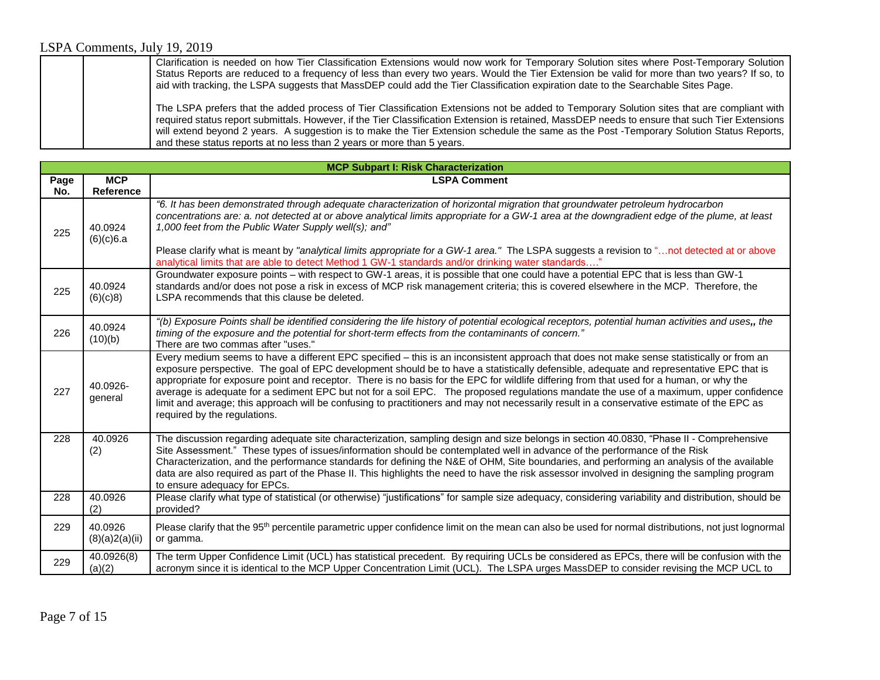| | | |
|---|---|---|
| | | Clarification is needed on how Tier Classification Extensions would now work for Temporary Solution sites where Post-Temporary Solution Status Reports are reduced to a frequency of less than every two years. Would the Tier Extension be valid for more than two years? If so, to aid with tracking, the LSPA suggests that MassDEP could add the Tier Classification expiration date to the Searchable Sites Page.<br><br>The LSPA prefers that the added process of Tier Classification Extensions not be added to Temporary Solution sites that are compliant with required status report submittals. However, if the Tier Classification Extension is retained, MassDEP needs to ensure that such Tier Extensions will extend beyond 2 years. A suggestion is to make the Tier Extension schedule the same as the Post -Temporary Solution Status Reports, and these status reports at no less than 2 years or more than 5 years. |

| **MCP Subpart I: Risk Characterization** | | |
|---|---|---|
| **Page No.** | **MCP Reference** | **LSPA Comment** |
| 225 | 40.0924 (6)(c)6.a | *"6. It has been demonstrated through adequate characterization of horizontal migration that groundwater petroleum hydrocarbon concentrations are: a. not detected at or above analytical limits appropriate for a GW-1 area at the downgradient edge of the plume, at least 1,000 feet from the Public Water Supply well(s); and"*<br><br>Please clarify what is meant by *"analytical limits appropriate for a GW-1 area."* The LSPA suggests a revision to "…not detected at or above analytical limits that are able to detect Method 1 GW-1 standards and/or drinking water standards…." |
| 225 | 40.0924 (6)(c)8) | Groundwater exposure points – with respect to GW-1 areas, it is possible that one could have a potential EPC that is less than GW-1 standards and/or does not pose a risk in excess of MCP risk management criteria; this is covered elsewhere in the MCP. Therefore, the LSPA recommends that this clause be deleted. |
| 226 | 40.0924 (10)(b) | *"(b) Exposure Points shall be identified considering the life history of potential ecological receptors, potential human activities and uses,, the timing of the exposure and the potential for short-term effects from the contaminants of concern."*<br>There are two commas after "uses." |
| 227 | 40.0926-general | Every medium seems to have a different EPC specified – this is an inconsistent approach that does not make sense statistically or from an exposure perspective. The goal of EPC development should be to have a statistically defensible, adequate and representative EPC that is appropriate for exposure point and receptor. There is no basis for the EPC for wildlife differing from that used for a human, or why the average is adequate for a sediment EPC but not for a soil EPC. The proposed regulations mandate the use of a maximum, upper confidence limit and average; this approach will be confusing to practitioners and may not necessarily result in a conservative estimate of the EPC as required by the regulations. |
| 228 | 40.0926 (2) | The discussion regarding adequate site characterization, sampling design and size belongs in section 40.0830, "Phase II - Comprehensive Site Assessment." These types of issues/information should be contemplated well in advance of the performance of the Risk Characterization, and the performance standards for defining the N&E of OHM, Site boundaries, and performing an analysis of the available data are also required as part of the Phase II. This highlights the need to have the risk assessor involved in designing the sampling program to ensure adequacy for EPCs. |
| 228 | 40.0926 (2) | Please clarify what type of statistical (or otherwise) "justifications" for sample size adequacy, considering variability and distribution, should be provided? |
| 229 | 40.0926 (8)(a)2(a)(ii) | Please clarify that the 95th percentile parametric upper confidence limit on the mean can also be used for normal distributions, not just lognormal or gamma. |
| 229 | 40.0926(8) (a)(2) | The term Upper Confidence Limit (UCL) has statistical precedent. By requiring UCLs be considered as EPCs, there will be confusion with the acronym since it is identical to the MCP Upper Concentration Limit (UCL). The LSPA urges MassDEP to consider revising the MCP UCL to |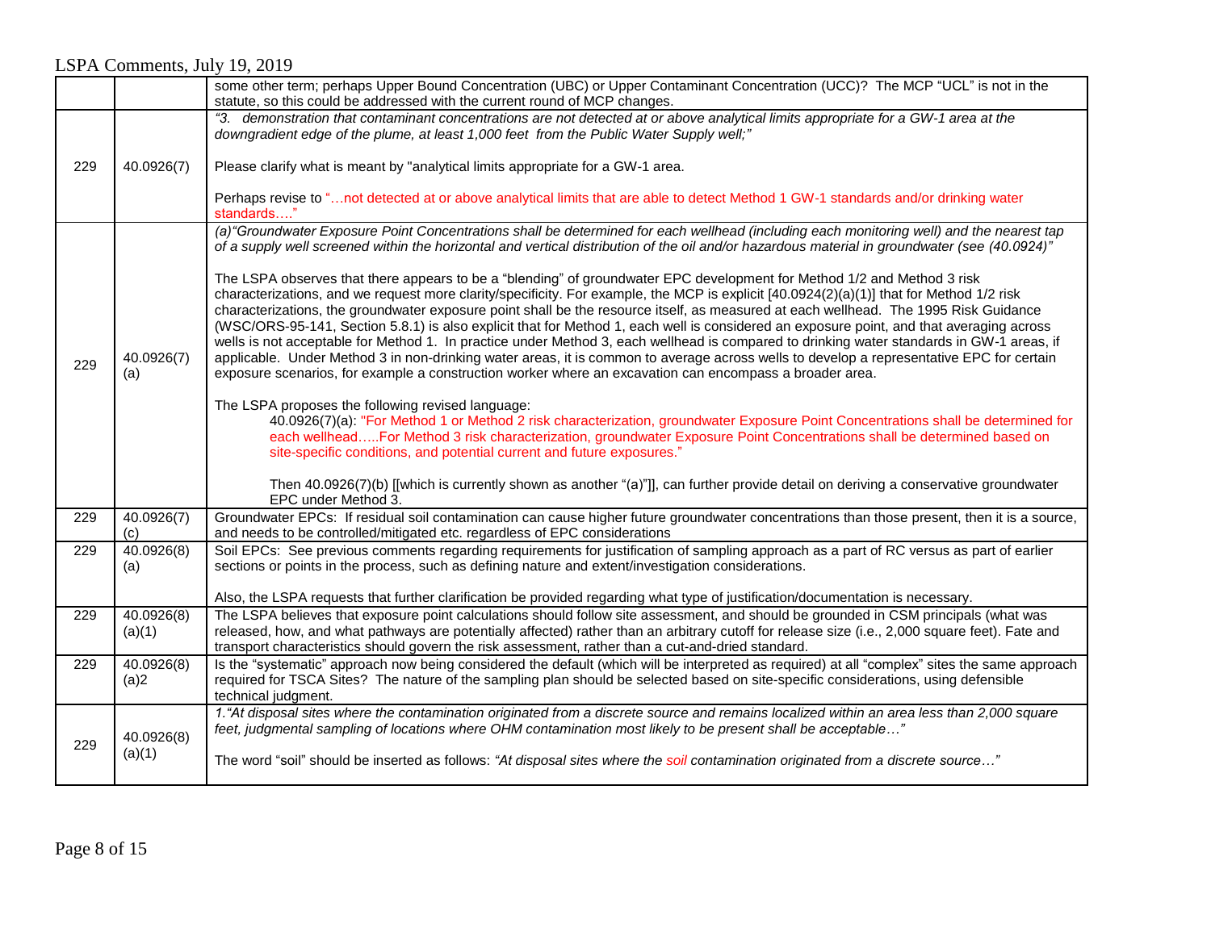| | | |
|---|---|---|
| | | some other term; perhaps Upper Bound Concentration (UBC) or Upper Contaminant Concentration (UCC)? The MCP "UCL" is not in the statute, so this could be addressed with the current round of MCP changes. |
| 229 | 40.0926(7) | *"3. demonstration that contaminant concentrations are not detected at or above analytical limits appropriate for a GW-1 area at the downgradient edge of the plume, at least 1,000 feet from the Public Water Supply well;"*<br><br>Please clarify what is meant by "analytical limits appropriate for a GW-1 area.<br><br>Perhaps revise to "…not detected at or above analytical limits that are able to detect Method 1 GW-1 standards and/or drinking water standards…." |
| 229 | 40.0926(7)(a) | *(a)"Groundwater Exposure Point Concentrations shall be determined for each wellhead (including each monitoring well) and the nearest tap of a supply well screened within the horizontal and vertical distribution of the oil and/or hazardous material in groundwater (see (40.0924)"*<br><br>The LSPA observes that there appears to be a "blending" of groundwater EPC development for Method 1/2 and Method 3 risk characterizations, and we request more clarity/specificity. For example, the MCP is explicit [40.0924(2)(a)(1)] that for Method 1/2 risk characterizations, the groundwater exposure point shall be the resource itself, as measured at each wellhead. The 1995 Risk Guidance (WSC/ORS-95-141, Section 5.8.1) is also explicit that for Method 1, each well is considered an exposure point, and that averaging across wells is not acceptable for Method 1. In practice under Method 3, each wellhead is compared to drinking water standards in GW-1 areas, if applicable. Under Method 3 in non-drinking water areas, it is common to average across wells to develop a representative EPC for certain exposure scenarios, for example a construction worker where an excavation can encompass a broader area.<br><br>The LSPA proposes the following revised language:<br>40.0926(7)(a): "For Method 1 or Method 2 risk characterization, groundwater Exposure Point Concentrations shall be determined for each wellhead…..For Method 3 risk characterization, groundwater Exposure Point Concentrations shall be determined based on site-specific conditions, and potential current and future exposures."<br><br>Then 40.0926(7)(b) [[which is currently shown as another "(a)"]], can further provide detail on deriving a conservative groundwater EPC under Method 3. |
| 229 | 40.0926(7)(c) | Groundwater EPCs: If residual soil contamination can cause higher future groundwater concentrations than those present, then it is a source, and needs to be controlled/mitigated etc. regardless of EPC considerations |
| 229 | 40.0926(8)(a) | Soil EPCs: See previous comments regarding requirements for justification of sampling approach as a part of RC versus as part of earlier sections or points in the process, such as defining nature and extent/investigation considerations.<br><br>Also, the LSPA requests that further clarification be provided regarding what type of justification/documentation is necessary. |
| 229 | 40.0926(8)(a)(1) | The LSPA believes that exposure point calculations should follow site assessment, and should be grounded in CSM principals (what was released, how, and what pathways are potentially affected) rather than an arbitrary cutoff for release size (i.e., 2,000 square feet). Fate and transport characteristics should govern the risk assessment, rather than a cut-and-dried standard. |
| 229 | 40.0926(8)(a)2 | Is the "systematic" approach now being considered the default (which will be interpreted as required) at all "complex" sites the same approach required for TSCA Sites? The nature of the sampling plan should be selected based on site-specific considerations, using defensible technical judgment. |
| 229 | 40.0926(8)(a)(1) | *1."At disposal sites where the contamination originated from a discrete source and remains localized within an area less than 2,000 square feet, judgmental sampling of locations where OHM contamination most likely to be present shall be acceptable…"*<br><br>The word "soil" should be inserted as follows: *"At disposal sites where the soil contamination originated from a discrete source…"* |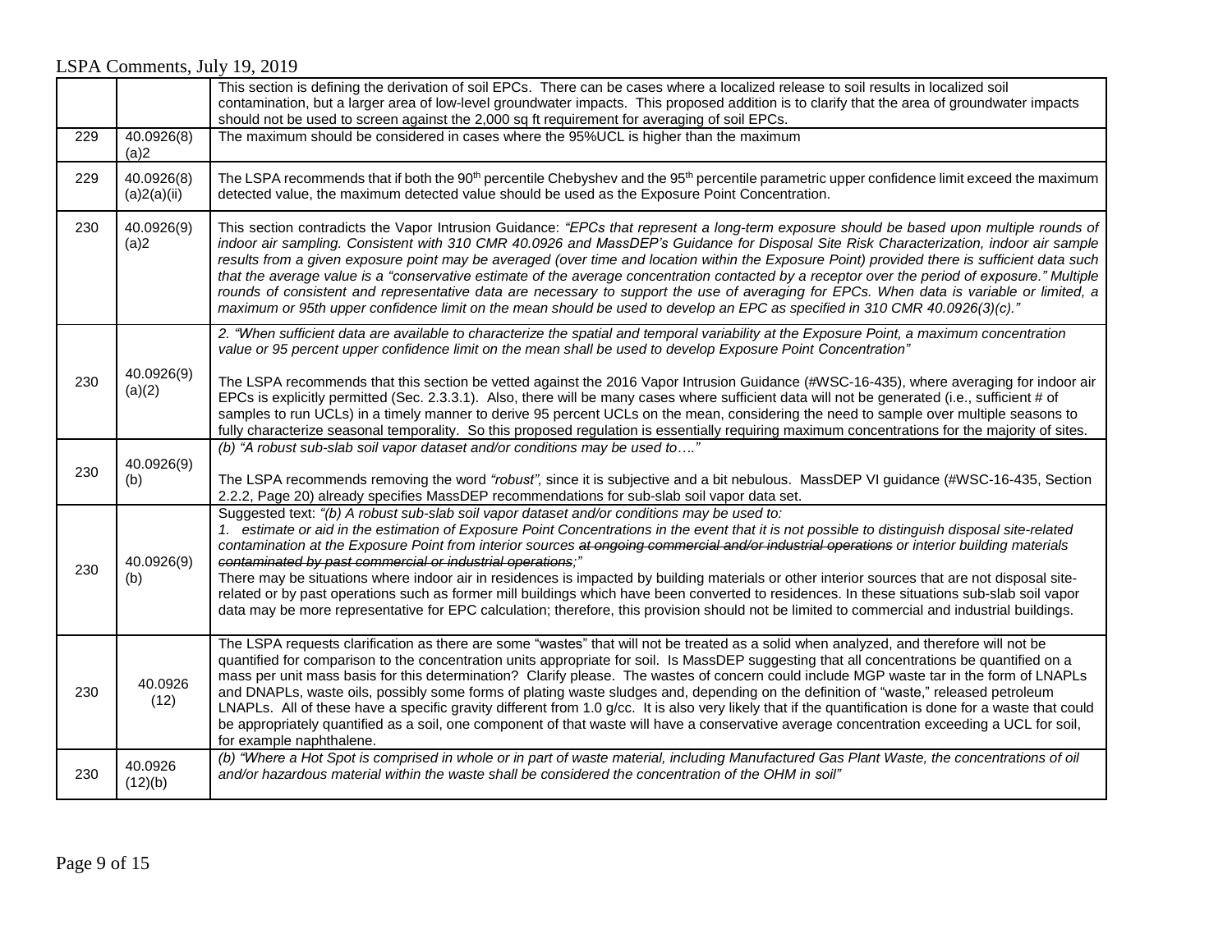| | | |
|---|---|---|
| | | This section is defining the derivation of soil EPCs. There can be cases where a localized release to soil results in localized soil contamination, but a larger area of low-level groundwater impacts. This proposed addition is to clarify that the area of groundwater impacts should not be used to screen against the 2,000 sq ft requirement for averaging of soil EPCs. |
| 229 | 40.0926(8)(a)2 | The maximum should be considered in cases where the 95%UCL is higher than the maximum |
| 229 | 40.0926(8)(a)2(a)(ii) | The LSPA recommends that if both the 90th percentile Chebyshev and the 95th percentile parametric upper confidence limit exceed the maximum detected value, the maximum detected value should be used as the Exposure Point Concentration. |
| 230 | 40.0926(9)(a)2 | This section contradicts the Vapor Intrusion Guidance: *"EPCs that represent a long-term exposure should be based upon multiple rounds of indoor air sampling. Consistent with 310 CMR 40.0926 and MassDEP's Guidance for Disposal Site Risk Characterization, indoor air sample results from a given exposure point may be averaged (over time and location within the Exposure Point) provided there is sufficient data such that the average value is a "conservative estimate of the average concentration contacted by a receptor over the period of exposure." Multiple rounds of consistent and representative data are necessary to support the use of averaging for EPCs. When data is variable or limited, a maximum or 95th upper confidence limit on the mean should be used to develop an EPC as specified in 310 CMR 40.0926(3)(c)."* |
| 230 | 40.0926(9)(a)(2) | *2. "When sufficient data are available to characterize the spatial and temporal variability at the Exposure Point, a maximum concentration value or 95 percent upper confidence limit on the mean shall be used to develop Exposure Point Concentration"*<br><br>The LSPA recommends that this section be vetted against the 2016 Vapor Intrusion Guidance (#WSC-16-435), where averaging for indoor air EPCs is explicitly permitted (Sec. 2.3.3.1). Also, there will be many cases where sufficient data will not be generated (i.e., sufficient # of samples to run UCLs) in a timely manner to derive 95 percent UCLs on the mean, considering the need to sample over multiple seasons to fully characterize seasonal temporality. So this proposed regulation is essentially requiring maximum concentrations for the majority of sites. |
| 230 | 40.0926(9)(b) | *(b) "A robust sub-slab soil vapor dataset and/or conditions may be used to…."*<br><br>The LSPA recommends removing the word *"robust",* since it is subjective and a bit nebulous. MassDEP VI guidance (#WSC-16-435, Section 2.2.2, Page 20) already specifies MassDEP recommendations for sub-slab soil vapor data set. |
| 230 | 40.0926(9)(b) | Suggested text: *"(b) A robust sub-slab soil vapor dataset and/or conditions may be used to:*<br>*1. estimate or aid in the estimation of Exposure Point Concentrations in the event that it is not possible to distinguish disposal site-related contamination at the Exposure Point from interior sources ~~at ongoing commercial and/or industrial operations~~ or interior building materials ~~contaminated by past commercial or industrial operations;~~"*<br>There may be situations where indoor air in residences is impacted by building materials or other interior sources that are not disposal site-related or by past operations such as former mill buildings which have been converted to residences. In these situations sub-slab soil vapor data may be more representative for EPC calculation; therefore, this provision should not be limited to commercial and industrial buildings. |
| 230 | 40.0926(12) | The LSPA requests clarification as there are some "wastes" that will not be treated as a solid when analyzed, and therefore will not be quantified for comparison to the concentration units appropriate for soil. Is MassDEP suggesting that all concentrations be quantified on a mass per unit mass basis for this determination? Clarify please. The wastes of concern could include MGP waste tar in the form of LNAPLs and DNAPLs, waste oils, possibly some forms of plating waste sludges and, depending on the definition of "waste," released petroleum LNAPLs. All of these have a specific gravity different from 1.0 g/cc. It is also very likely that if the quantification is done for a waste that could be appropriately quantified as a soil, one component of that waste will have a conservative average concentration exceeding a UCL for soil, for example naphthalene. |
| 230 | 40.0926(12)(b) | *(b) "Where a Hot Spot is comprised in whole or in part of waste material, including Manufactured Gas Plant Waste, the concentrations of oil and/or hazardous material within the waste shall be considered the concentration of the OHM in soil"* |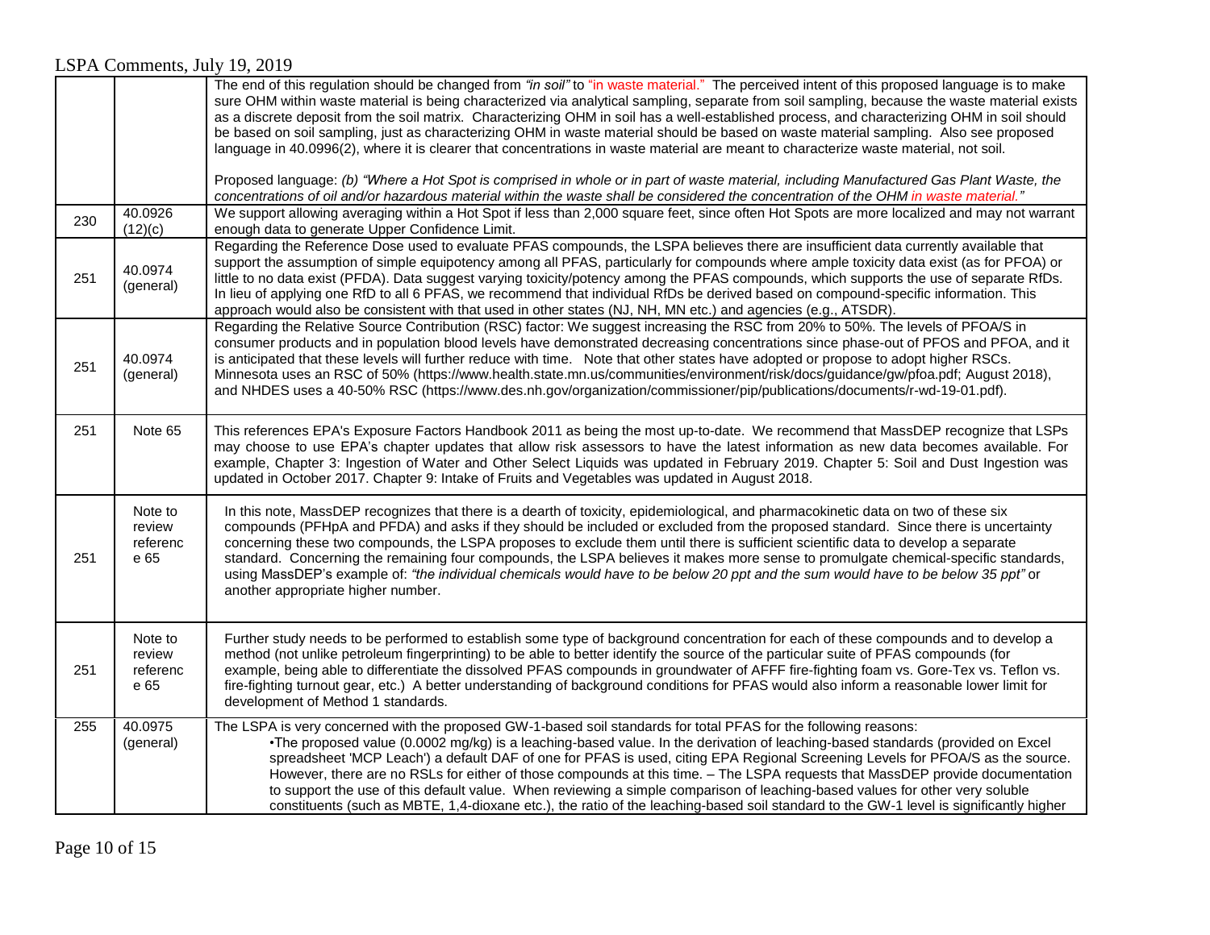| | | |
|---|---|---|
| | | The end of this regulation should be changed from *"in soil"* to "in waste material." The perceived intent of this proposed language is to make sure OHM within waste material is being characterized via analytical sampling, separate from soil sampling, because the waste material exists as a discrete deposit from the soil matrix. Characterizing OHM in soil has a well-established process, and characterizing OHM in soil should be based on soil sampling, just as characterizing OHM in waste material should be based on waste material sampling. Also see proposed language in 40.0996(2), where it is clearer that concentrations in waste material are meant to characterize waste material, not soil.<br><br>Proposed language: *(b) "Where a Hot Spot is comprised in whole or in part of waste material, including Manufactured Gas Plant Waste, the concentrations of oil and/or hazardous material within the waste shall be considered the concentration of the OHM in waste material."* |
| 230 | 40.0926 (12)(c) | We support allowing averaging within a Hot Spot if less than 2,000 square feet, since often Hot Spots are more localized and may not warrant enough data to generate Upper Confidence Limit. |
| 251 | 40.0974 (general) | Regarding the Reference Dose used to evaluate PFAS compounds, the LSPA believes there are insufficient data currently available that support the assumption of simple equipotency among all PFAS, particularly for compounds where ample toxicity data exist (as for PFOA) or little to no data exist (PFDA). Data suggest varying toxicity/potency among the PFAS compounds, which supports the use of separate RfDs. In lieu of applying one RfD to all 6 PFAS, we recommend that individual RfDs be derived based on compound-specific information. This approach would also be consistent with that used in other states (NJ, NH, MN etc.) and agencies (e.g., ATSDR). |
| 251 | 40.0974 (general) | Regarding the Relative Source Contribution (RSC) factor: We suggest increasing the RSC from 20% to 50%. The levels of PFOA/S in consumer products and in population blood levels have demonstrated decreasing concentrations since phase-out of PFOS and PFOA, and it is anticipated that these levels will further reduce with time. Note that other states have adopted or propose to adopt higher RSCs. Minnesota uses an RSC of 50% (https://www.health.state.mn.us/communities/environment/risk/docs/guidance/gw/pfoa.pdf; August 2018), and NHDES uses a 40-50% RSC (https://www.des.nh.gov/organization/commissioner/pip/publications/documents/r-wd-19-01.pdf). |
| 251 | Note 65 | This references EPA's Exposure Factors Handbook 2011 as being the most up-to-date. We recommend that MassDEP recognize that LSPs may choose to use EPA's chapter updates that allow risk assessors to have the latest information as new data becomes available. For example, Chapter 3: Ingestion of Water and Other Select Liquids was updated in February 2019. Chapter 5: Soil and Dust Ingestion was updated in October 2017. Chapter 9: Intake of Fruits and Vegetables was updated in August 2018. |
| 251 | Note to review reference 65 | In this note, MassDEP recognizes that there is a dearth of toxicity, epidemiological, and pharmacokinetic data on two of these six compounds (PFHpA and PFDA) and asks if they should be included or excluded from the proposed standard. Since there is uncertainty concerning these two compounds, the LSPA proposes to exclude them until there is sufficient scientific data to develop a separate standard. Concerning the remaining four compounds, the LSPA believes it makes more sense to promulgate chemical-specific standards, using MassDEP's example of: *"the individual chemicals would have to be below 20 ppt and the sum would have to be below 35 ppt"* or another appropriate higher number. |
| 251 | Note to review reference 65 | Further study needs to be performed to establish some type of background concentration for each of these compounds and to develop a method (not unlike petroleum fingerprinting) to be able to better identify the source of the particular suite of PFAS compounds (for example, being able to differentiate the dissolved PFAS compounds in groundwater of AFFF fire-fighting foam vs. Gore-Tex vs. Teflon vs. fire-fighting turnout gear, etc.) A better understanding of background conditions for PFAS would also inform a reasonable lower limit for development of Method 1 standards. |
| 255 | 40.0975 (general) | The LSPA is very concerned with the proposed GW-1-based soil standards for total PFAS for the following reasons:<br>•The proposed value (0.0002 mg/kg) is a leaching-based value. In the derivation of leaching-based standards (provided on Excel spreadsheet 'MCP Leach') a default DAF of one for PFAS is used, citing EPA Regional Screening Levels for PFOA/S as the source. However, there are no RSLs for either of those compounds at this time. – The LSPA requests that MassDEP provide documentation to support the use of this default value. When reviewing a simple comparison of leaching-based values for other very soluble constituents (such as MBTE, 1,4-dioxane etc.), the ratio of the leaching-based soil standard to the GW-1 level is significantly higher |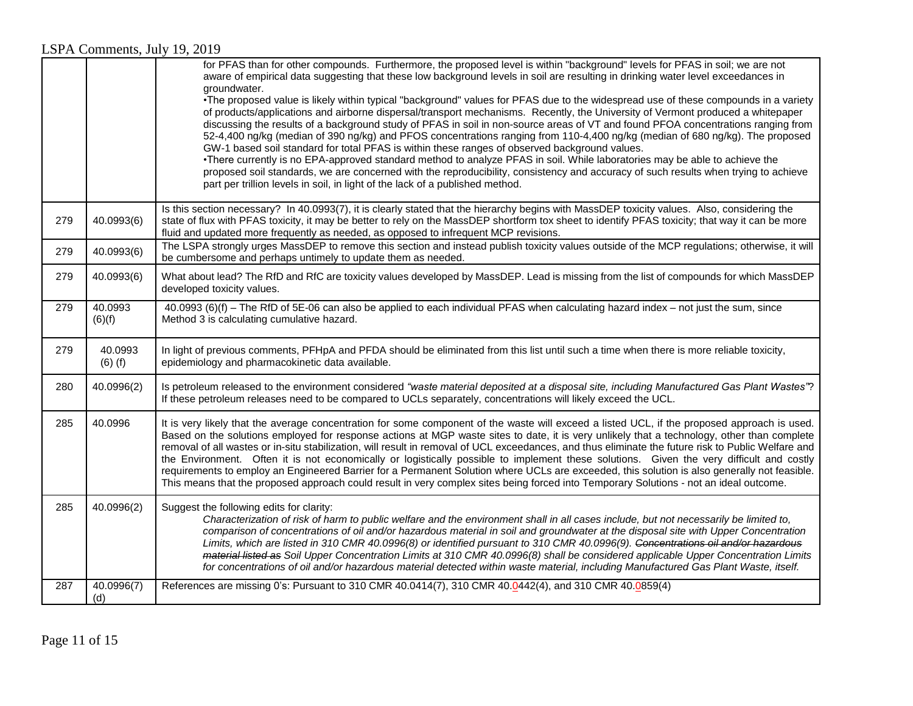| | | |
|---|---|---|
| | | for PFAS than for other compounds. Furthermore, the proposed level is within "background" levels for PFAS in soil; we are not aware of empirical data suggesting that these low background levels in soil are resulting in drinking water level exceedances in groundwater.<br>•The proposed value is likely within typical "background" values for PFAS due to the widespread use of these compounds in a variety of products/applications and airborne dispersal/transport mechanisms. Recently, the University of Vermont produced a whitepaper discussing the results of a background study of PFAS in soil in non-source areas of VT and found PFOA concentrations ranging from 52-4,400 ng/kg (median of 390 ng/kg) and PFOS concentrations ranging from 110-4,400 ng/kg (median of 680 ng/kg). The proposed GW-1 based soil standard for total PFAS is within these ranges of observed background values.<br>•There currently is no EPA-approved standard method to analyze PFAS in soil. While laboratories may be able to achieve the proposed soil standards, we are concerned with the reproducibility, consistency and accuracy of such results when trying to achieve part per trillion levels in soil, in light of the lack of a published method. |
| 279 | 40.0993(6) | Is this section necessary? In 40.0993(7), it is clearly stated that the hierarchy begins with MassDEP toxicity values. Also, considering the state of flux with PFAS toxicity, it may be better to rely on the MassDEP shortform tox sheet to identify PFAS toxicity; that way it can be more fluid and updated more frequently as needed, as opposed to infrequent MCP revisions. |
| 279 | 40.0993(6) | The LSPA strongly urges MassDEP to remove this section and instead publish toxicity values outside of the MCP regulations; otherwise, it will be cumbersome and perhaps untimely to update them as needed. |
| 279 | 40.0993(6) | What about lead? The RfD and RfC are toxicity values developed by MassDEP. Lead is missing from the list of compounds for which MassDEP developed toxicity values. |
| 279 | 40.0993 (6)(f) | 40.0993 (6)(f) – The RfD of 5E-06 can also be applied to each individual PFAS when calculating hazard index – not just the sum, since Method 3 is calculating cumulative hazard. |
| 279 | 40.0993 (6) (f) | In light of previous comments, PFHpA and PFDA should be eliminated from this list until such a time when there is more reliable toxicity, epidemiology and pharmacokinetic data available. |
| 280 | 40.0996(2) | Is petroleum released to the environment considered *"waste material deposited at a disposal site, including Manufactured Gas Plant Wastes"*? If these petroleum releases need to be compared to UCLs separately, concentrations will likely exceed the UCL. |
| 285 | 40.0996 | It is very likely that the average concentration for some component of the waste will exceed a listed UCL, if the proposed approach is used. Based on the solutions employed for response actions at MGP waste sites to date, it is very unlikely that a technology, other than complete removal of all wastes or in-situ stabilization, will result in removal of UCL exceedances, and thus eliminate the future risk to Public Welfare and the Environment. Often it is not economically or logistically possible to implement these solutions. Given the very difficult and costly requirements to employ an Engineered Barrier for a Permanent Solution where UCLs are exceeded, this solution is also generally not feasible. This means that the proposed approach could result in very complex sites being forced into Temporary Solutions - not an ideal outcome. |
| 285 | 40.0996(2) | Suggest the following edits for clarity:<br>*Characterization of risk of harm to public welfare and the environment shall in all cases include, but not necessarily be limited to, comparison of concentrations of oil and/or hazardous material in soil and groundwater at the disposal site with Upper Concentration Limits, which are listed in 310 CMR 40.0996(8) or identified pursuant to 310 CMR 40.0996(9). ~~Concentrations oil and/or hazardous material listed as~~ Soil Upper Concentration Limits at 310 CMR 40.0996(8) shall be considered applicable Upper Concentration Limits for concentrations of oil and/or hazardous material detected within waste material, including Manufactured Gas Plant Waste, itself.* |
| 287 | 40.0996(7) (d) | References are missing 0's: Pursuant to 310 CMR 40.0414(7), 310 CMR 40.<u>0</u>442(4), and 310 CMR 40.<u>0</u>859(4) |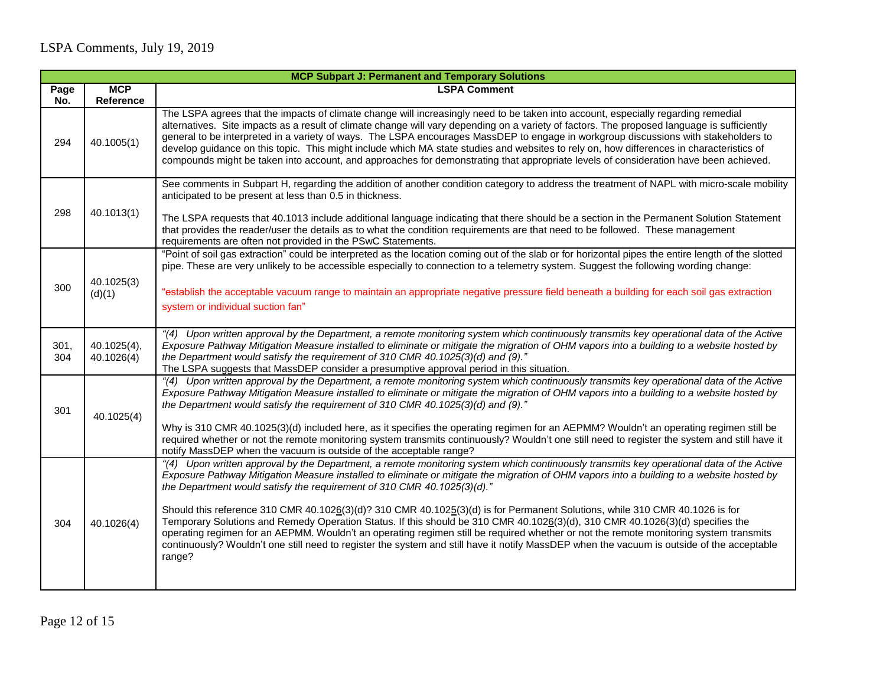| MCP Subpart J: Permanent and Temporary Solutions | | |
|---|---|---|
| **Page No.** | **MCP Reference** | **LSPA Comment** |
| 294 | 40.1005(1) | The LSPA agrees that the impacts of climate change will increasingly need to be taken into account, especially regarding remedial alternatives. Site impacts as a result of climate change will vary depending on a variety of factors. The proposed language is sufficiently general to be interpreted in a variety of ways. The LSPA encourages MassDEP to engage in workgroup discussions with stakeholders to develop guidance on this topic. This might include which MA state studies and websites to rely on, how differences in characteristics of compounds might be taken into account, and approaches for demonstrating that appropriate levels of consideration have been achieved. |
| 298 | 40.1013(1) | See comments in Subpart H, regarding the addition of another condition category to address the treatment of NAPL with micro-scale mobility anticipated to be present at less than 0.5 in thickness.<br><br>The LSPA requests that 40.1013 include additional language indicating that there should be a section in the Permanent Solution Statement that provides the reader/user the details as to what the condition requirements are that need to be followed. These management requirements are often not provided in the PSwC Statements. |
| 300 | 40.1025(3)(d)(1) | "Point of soil gas extraction" could be interpreted as the location coming out of the slab or for horizontal pipes the entire length of the slotted pipe. These are very unlikely to be accessible especially to connection to a telemetry system. Suggest the following wording change:<br><br>"establish the acceptable vacuum range to maintain an appropriate negative pressure field beneath a building for each soil gas extraction system or individual suction fan" |
| 301, 304 | 40.1025(4), 40.1026(4) | *"(4) Upon written approval by the Department, a remote monitoring system which continuously transmits key operational data of the Active Exposure Pathway Mitigation Measure installed to eliminate or mitigate the migration of OHM vapors into a building to a website hosted by the Department would satisfy the requirement of 310 CMR 40.1025(3)(d) and (9)."*<br>The LSPA suggests that MassDEP consider a presumptive approval period in this situation. |
| 301 | 40.1025(4) | *"(4) Upon written approval by the Department, a remote monitoring system which continuously transmits key operational data of the Active Exposure Pathway Mitigation Measure installed to eliminate or mitigate the migration of OHM vapors into a building to a website hosted by the Department would satisfy the requirement of 310 CMR 40.1025(3)(d) and (9)."*<br><br>Why is 310 CMR 40.1025(3)(d) included here, as it specifies the operating regimen for an AEPMM? Wouldn't an operating regimen still be required whether or not the remote monitoring system transmits continuously? Wouldn't one still need to register the system and still have it notify MassDEP when the vacuum is outside of the acceptable range? |
| 304 | 40.1026(4) | *"(4) Upon written approval by the Department, a remote monitoring system which continuously transmits key operational data of the Active Exposure Pathway Mitigation Measure installed to eliminate or mitigate the migration of OHM vapors into a building to a website hosted by the Department would satisfy the requirement of 310 CMR 40.1025(3)(d)."*<br><br>Should this reference 310 CMR 40.1026(3)(d)? 310 CMR 40.1025(3)(d) is for Permanent Solutions, while 310 CMR 40.1026 is for Temporary Solutions and Remedy Operation Status. If this should be 310 CMR 40.1026(3)(d), 310 CMR 40.1026(3)(d) specifies the operating regimen for an AEPMM. Wouldn't an operating regimen still be required whether or not the remote monitoring system transmits continuously? Wouldn't one still need to register the system and still have it notify MassDEP when the vacuum is outside of the acceptable range? |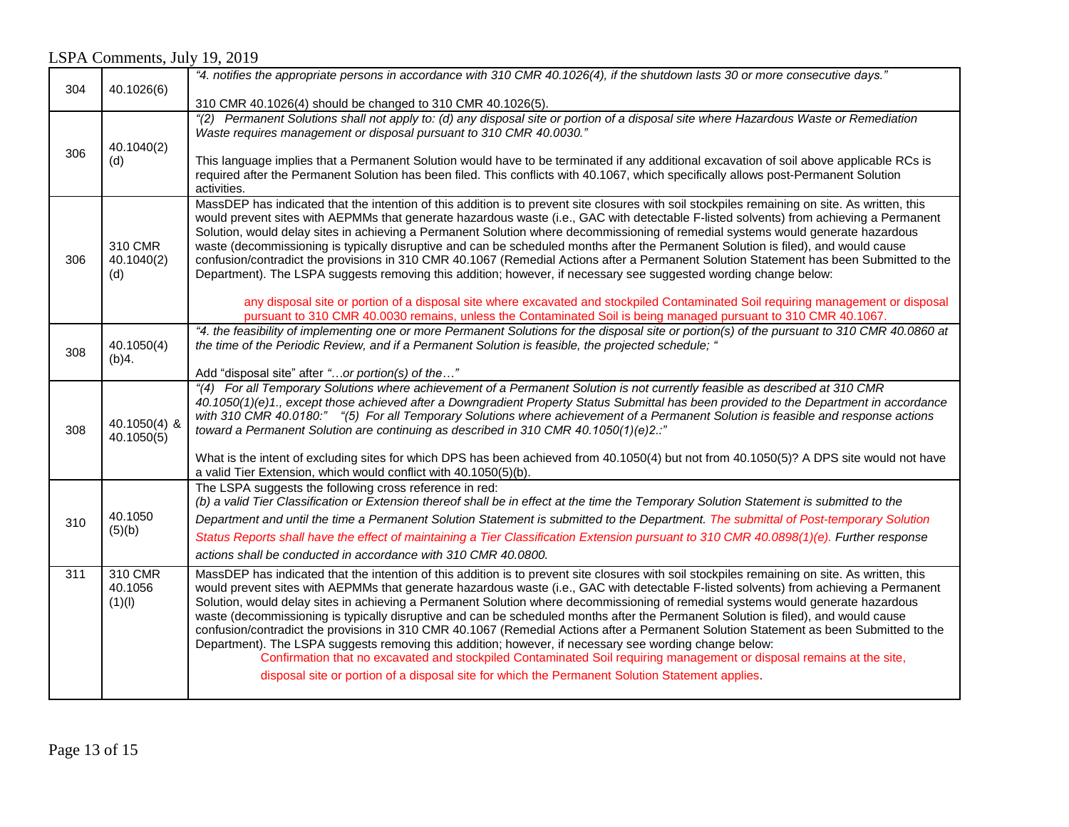| | | |
|---|---|---|
| 304 | 40.1026(6) | *"4. notifies the appropriate persons in accordance with 310 CMR 40.1026(4), if the shutdown lasts 30 or more consecutive days."*<br><br>310 CMR 40.1026(4) should be changed to 310 CMR 40.1026(5). |
| 306 | 40.1040(2)(d) | *"(2) Permanent Solutions shall not apply to: (d) any disposal site or portion of a disposal site where Hazardous Waste or Remediation Waste requires management or disposal pursuant to 310 CMR 40.0030."*<br><br>This language implies that a Permanent Solution would have to be terminated if any additional excavation of soil above applicable RCs is required after the Permanent Solution has been filed. This conflicts with 40.1067, which specifically allows post-Permanent Solution activities. |
| 306 | 310 CMR 40.1040(2)(d) | MassDEP has indicated that the intention of this addition is to prevent site closures with soil stockpiles remaining on site. As written, this would prevent sites with AEPMMs that generate hazardous waste (i.e., GAC with detectable F-listed solvents) from achieving a Permanent Solution, would delay sites in achieving a Permanent Solution where decommissioning of remedial systems would generate hazardous waste (decommissioning is typically disruptive and can be scheduled months after the Permanent Solution is filed), and would cause confusion/contradict the provisions in 310 CMR 40.1067 (Remedial Actions after a Permanent Solution Statement has been Submitted to the Department). The LSPA suggests removing this addition; however, if necessary see suggested wording change below:<br><br>any disposal site or portion of a disposal site where excavated and stockpiled Contaminated Soil requiring management or disposal pursuant to 310 CMR 40.0030 remains, unless the Contaminated Soil is being managed pursuant to 310 CMR 40.1067. |
| 308 | 40.1050(4)(b)4. | *"4. the feasibility of implementing one or more Permanent Solutions for the disposal site or portion(s) of the pursuant to 310 CMR 40.0860 at the time of the Periodic Review, and if a Permanent Solution is feasible, the projected schedule; "*<br><br>Add "disposal site" after *"…or portion(s) of the…"* |
| 308 | 40.1050(4) & 40.1050(5) | *"(4) For all Temporary Solutions where achievement of a Permanent Solution is not currently feasible as described at 310 CMR 40.1050(1)(e)1., except those achieved after a Downgradient Property Status Submittal has been provided to the Department in accordance with 310 CMR 40.0180:" "(5) For all Temporary Solutions where achievement of a Permanent Solution is feasible and response actions toward a Permanent Solution are continuing as described in 310 CMR 40.1050(1)(e)2.:"*<br><br>What is the intent of excluding sites for which DPS has been achieved from 40.1050(4) but not from 40.1050(5)? A DPS site would not have a valid Tier Extension, which would conflict with 40.1050(5)(b). |
| 310 | 40.1050(5)(b) | The LSPA suggests the following cross reference in red:<br>*(b) a valid Tier Classification or Extension thereof shall be in effect at the time the Temporary Solution Statement is submitted to the Department and until the time a Permanent Solution Statement is submitted to the Department. The submittal of Post-temporary Solution Status Reports shall have the effect of maintaining a Tier Classification Extension pursuant to 310 CMR 40.0898(1)(e). Further response actions shall be conducted in accordance with 310 CMR 40.0800.* |
| 311 | 310 CMR 40.1056(1)(l) | MassDEP has indicated that the intention of this addition is to prevent site closures with soil stockpiles remaining on site. As written, this would prevent sites with AEPMMs that generate hazardous waste (i.e., GAC with detectable F-listed solvents) from achieving a Permanent Solution, would delay sites in achieving a Permanent Solution where decommissioning of remedial systems would generate hazardous waste (decommissioning is typically disruptive and can be scheduled months after the Permanent Solution is filed), and would cause confusion/contradict the provisions in 310 CMR 40.1067 (Remedial Actions after a Permanent Solution Statement as been Submitted to the Department). The LSPA suggests removing this addition; however, if necessary see wording change below:<br>Confirmation that no excavated and stockpiled Contaminated Soil requiring management or disposal remains at the site, disposal site or portion of a disposal site for which the Permanent Solution Statement applies. |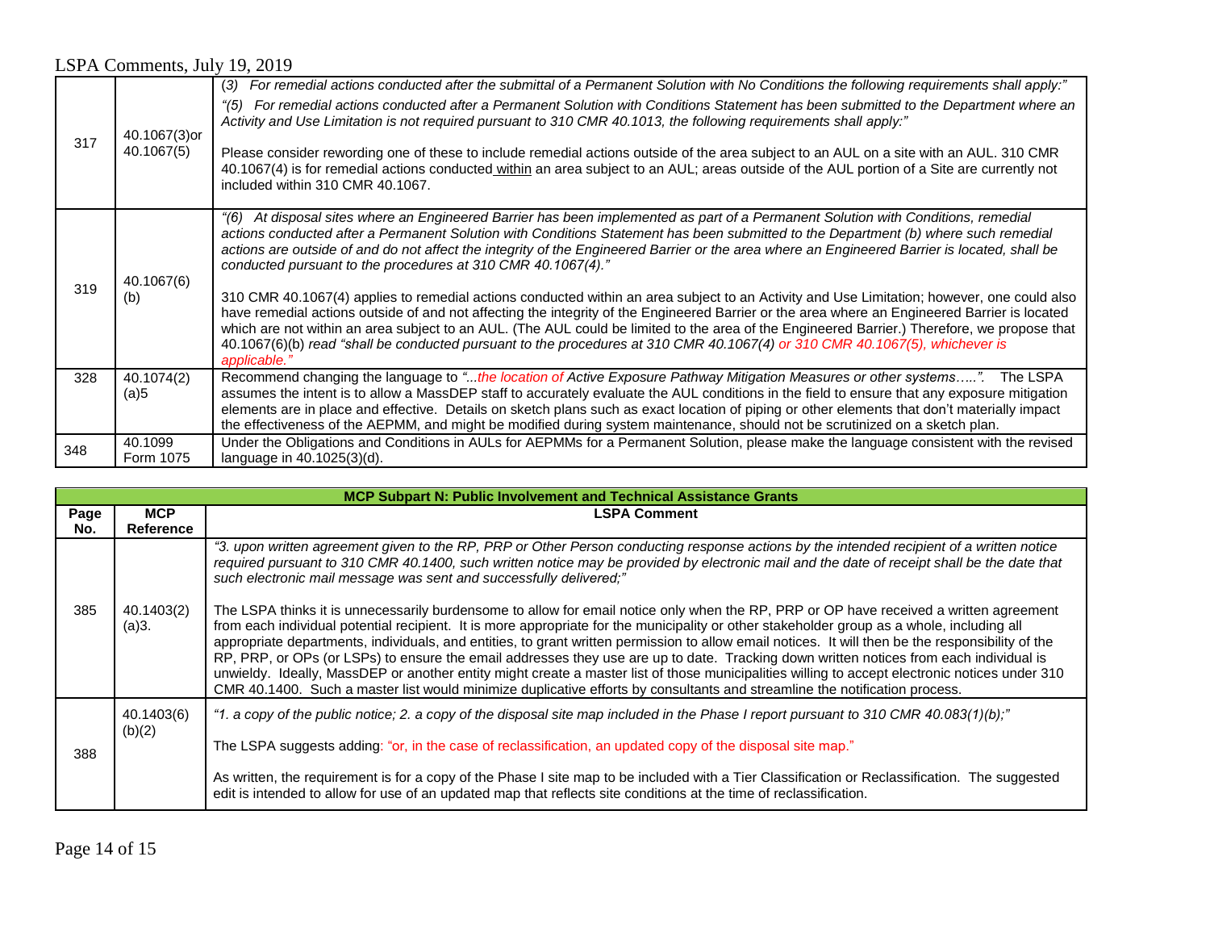| | | |
|---|---|---|
| 317 | 40.1067(3)or 40.1067(5) | *(3) For remedial actions conducted after the submittal of a Permanent Solution with No Conditions the following requirements shall apply:"* <br><br> *"(5) For remedial actions conducted after a Permanent Solution with Conditions Statement has been submitted to the Department where an Activity and Use Limitation is not required pursuant to 310 CMR 40.1013, the following requirements shall apply:"* <br><br> Please consider rewording one of these to include remedial actions outside of the area subject to an AUL on a site with an AUL. 310 CMR 40.1067(4) is for remedial actions conducted within an area subject to an AUL; areas outside of the AUL portion of a Site are currently not included within 310 CMR 40.1067. |
| 319 | 40.1067(6)(b) | *"(6) At disposal sites where an Engineered Barrier has been implemented as part of a Permanent Solution with Conditions, remedial actions conducted after a Permanent Solution with Conditions Statement has been submitted to the Department (b) where such remedial actions are outside of and do not affect the integrity of the Engineered Barrier or the area where an Engineered Barrier is located, shall be conducted pursuant to the procedures at 310 CMR 40.1067(4)."* <br><br> 310 CMR 40.1067(4) applies to remedial actions conducted within an area subject to an Activity and Use Limitation; however, one could also have remedial actions outside of and not affecting the integrity of the Engineered Barrier or the area where an Engineered Barrier is located which are not within an area subject to an AUL. (The AUL could be limited to the area of the Engineered Barrier.) Therefore, we propose that 40.1067(6)(b) *read "shall be conducted pursuant to the procedures at 310 CMR 40.1067(4) or 310 CMR 40.1067(5), whichever is applicable."* |
| 328 | 40.1074(2)(a)5 | Recommend changing the language to *"...the location of Active Exposure Pathway Mitigation Measures or other systems.....".* The LSPA assumes the intent is to allow a MassDEP staff to accurately evaluate the AUL conditions in the field to ensure that any exposure mitigation elements are in place and effective. Details on sketch plans such as exact location of piping or other elements that don't materially impact the effectiveness of the AEPMM, and might be modified during system maintenance, should not be scrutinized on a sketch plan. |
| 348 | 40.1099 Form 1075 | Under the Obligations and Conditions in AULs for AEPMMs for a Permanent Solution, please make the language consistent with the revised language in 40.1025(3)(d). |

| MCP Subpart N: Public Involvement and Technical Assistance Grants | | |
|---|---|---|
| **Page No.** | **MCP Reference** | **LSPA Comment** |
| 385 | 40.1403(2)(a)3. | *"3. upon written agreement given to the RP, PRP or Other Person conducting response actions by the intended recipient of a written notice required pursuant to 310 CMR 40.1400, such written notice may be provided by electronic mail and the date of receipt shall be the date that such electronic mail message was sent and successfully delivered;"* <br><br> The LSPA thinks it is unnecessarily burdensome to allow for email notice only when the RP, PRP or OP have received a written agreement from each individual potential recipient. It is more appropriate for the municipality or other stakeholder group as a whole, including all appropriate departments, individuals, and entities, to grant written permission to allow email notices. It will then be the responsibility of the RP, PRP, or OPs (or LSPs) to ensure the email addresses they use are up to date. Tracking down written notices from each individual is unwieldy. Ideally, MassDEP or another entity might create a master list of those municipalities willing to accept electronic notices under 310 CMR 40.1400. Such a master list would minimize duplicative efforts by consultants and streamline the notification process. |
| 388 | 40.1403(6)(b)(2) | *"1. a copy of the public notice; 2. a copy of the disposal site map included in the Phase I report pursuant to 310 CMR 40.083(1)(b);"* <br><br> The LSPA suggests adding: "or, in the case of reclassification, an updated copy of the disposal site map." <br><br> As written, the requirement is for a copy of the Phase I site map to be included with a Tier Classification or Reclassification. The suggested edit is intended to allow for use of an updated map that reflects site conditions at the time of reclassification. |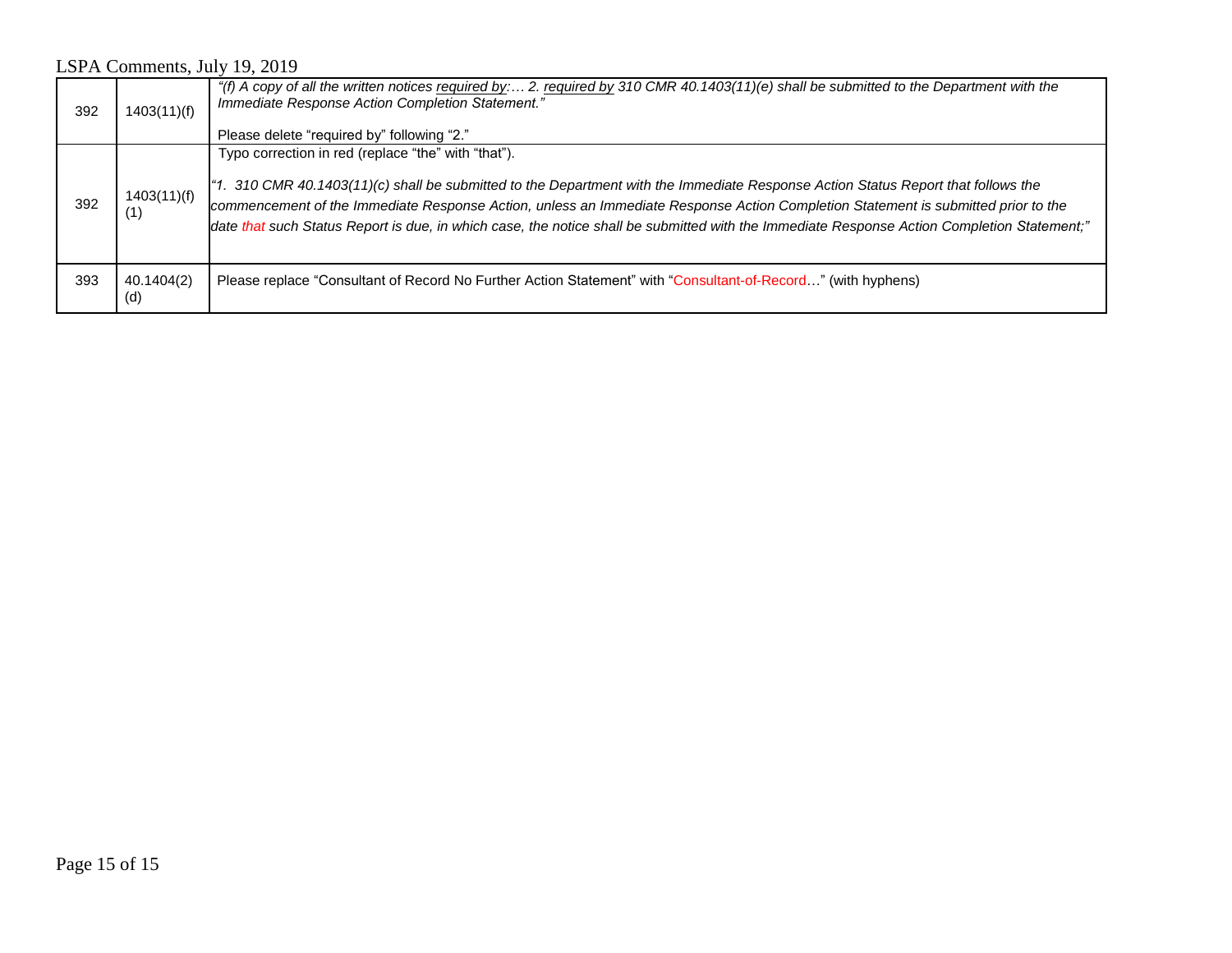| | | |
|---|---|---|
| 392 | 1403(11)(f) | *"(f) A copy of all the written notices required by:… 2. required by 310 CMR 40.1403(11)(e) shall be submitted to the Department with the Immediate Response Action Completion Statement."*<br><br>Please delete "required by" following "2." |
| 392 | 1403(11)(f)(1) | Typo correction in red (replace "the" with "that").<br><br>*"1. 310 CMR 40.1403(11)(c) shall be submitted to the Department with the Immediate Response Action Status Report that follows the commencement of the Immediate Response Action, unless an Immediate Response Action Completion Statement is submitted prior to the date that such Status Report is due, in which case, the notice shall be submitted with the Immediate Response Action Completion Statement;"* |
| 393 | 40.1404(2)(d) | Please replace "Consultant of Record No Further Action Statement" with "Consultant-of-Record…" (with hyphens) |